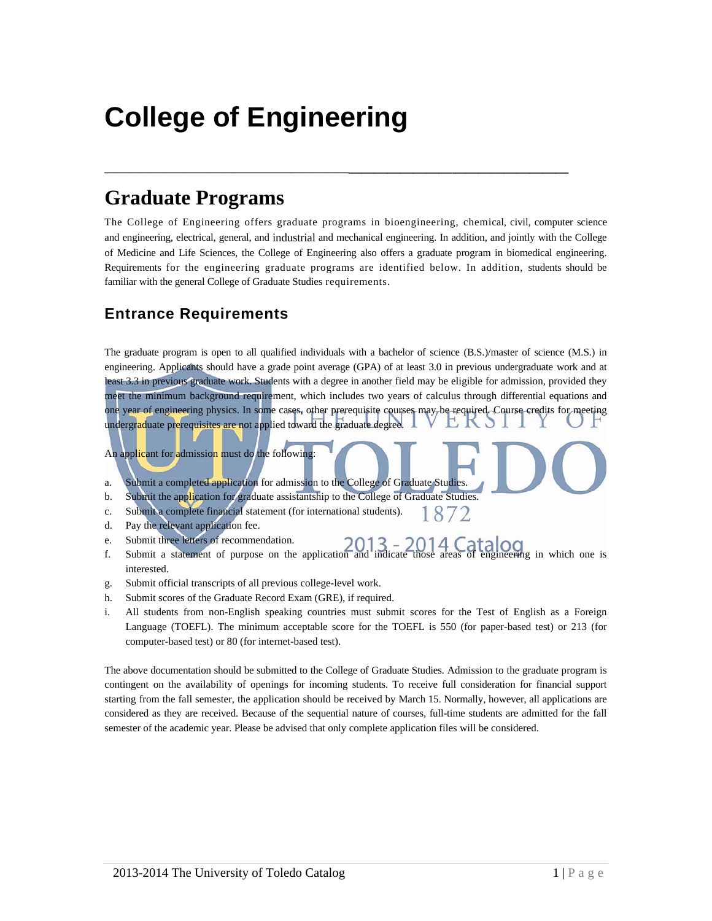# College of Engineering

## Graduate Programs

The College of Engineering offers graduate programs in bioengineering, chemical, civil, computer science and engineering, electrical, general, and industrial and mechanical engineering. In addition, and jointly with the College of Medicine and Life Sciences, the College of Engineering also offers a graduate program in biomedical engineering. Requirements for the engineering graduate programs are identified below. In addition, students should be familiar with the general College of Graduate Studies requirements.

### Entrance Requirements

The graduate program is open to all qualified individuals with a bachelor of science (B.S.)/master of science (M.S.) in engineering. Applicants should have a grade point average (GPA) of at least 3.0 in previous undergraduate work and at least 3.3 in previous graduate work. Students with a degree in another field may be eligible for admission, provided they meet the minimum background requirement, which includes two years of calculus through differential equations and one year of engineering physics. In some cases, other prerequisite courses may be required. Course credits for meeting undergraduate prerequisites are not applied toward the graduate degree.

An applicant for admission must do the following:

a. Submit a completed application for admission to the College of Graduate Studies.
b. Submit the application for graduate assistantship to the College of Graduate Studies.
c. Submit a complete financial statement (for international students).
d. Pay the relevant application fee.
e. Submit three letters of recommendation.
f. Submit a statement of purpose on the application and indicate those areas of engineering in which one is interested.
g. Submit official transcripts of all previous college-level work.
h. Submit scores of the Graduate Record Exam (GRE), if required.
i. All students from non-English speaking countries must submit scores for the Test of English as a Foreign Language (TOEFL). The minimum acceptable score for the TOEFL is 550 (for paper-based test) or 213 (for computer-based test) or 80 (for internet-based test).

The above documentation should be submitted to the College of Graduate Studies. Admission to the graduate program is contingent on the availability of openings for incoming students. To receive full consideration for financial support starting from the fall semester, the application should be received by March 15. Normally, however, all applications are considered as they are received. Because of the sequential nature of courses, full-time students are admitted for the fall semester of the academic year. Please be advised that only complete application files will be considered.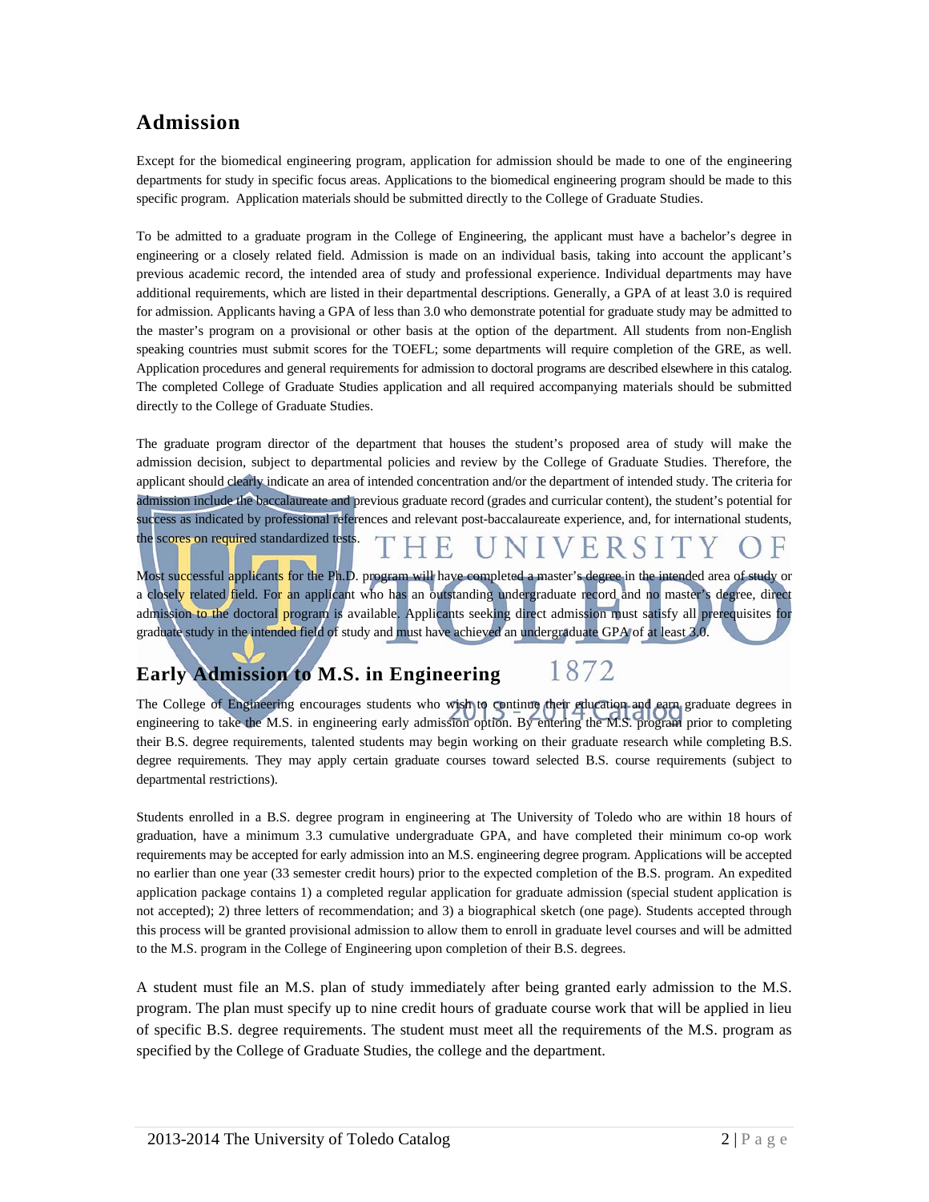## Admission

Except for the biomedical engineering program, application for admission should be made to one of the engineering departments for study in specific focus areas. Applications to the biomedical engineering program should be made to this specific program. Application materials should be submitted directly to the College of Graduate Studies.

To be admitted to a graduate program in the College of Engineering, the applicant must have a bachelor's degree in engineering or a closely related field. Admission is made on an individual basis, taking into account the applicant's previous academic record, the intended area of study and professional experience. Individual departments may have additional requirements, which are listed in their departmental descriptions. Generally, a GPA of at least 3.0 is required for admission. Applicants having a GPA of less than 3.0 who demonstrate potential for graduate study may be admitted to the master's program on a provisional or other basis at the option of the department. All students from non-English speaking countries must submit scores for the TOEFL; some departments will require completion of the GRE, as well. Application procedures and general requirements for admission to doctoral programs are described elsewhere in this catalog. The completed College of Graduate Studies application and all required accompanying materials should be submitted directly to the College of Graduate Studies.

The graduate program director of the department that houses the student's proposed area of study will make the admission decision, subject to departmental policies and review by the College of Graduate Studies. Therefore, the applicant should clearly indicate an area of intended concentration and/or the department of intended study. The criteria for admission include the baccalaureate and previous graduate record (grades and curricular content), the student's potential for success as indicated by professional references and relevant post-baccalaureate experience, and, for international students, the scores on required standardized tests.

Most successful applicants for the Ph.D. program will have completed a master's degree in the intended area of study or a closely related field. For an applicant who has an outstanding undergraduate record and no master's degree, direct admission to the doctoral program is available. Applicants seeking direct admission must satisfy all prerequisites for graduate study in the intended field of study and must have achieved an undergraduate GPA of at least 3.0.

## Early Admission to M.S. in Engineering

The College of Engineering encourages students who wish to continue their education and earn graduate degrees in engineering to take the M.S. in engineering early admission option. By entering the M.S. program prior to completing their B.S. degree requirements, talented students may begin working on their graduate research while completing B.S. degree requirements. They may apply certain graduate courses toward selected B.S. course requirements (subject to departmental restrictions).

Students enrolled in a B.S. degree program in engineering at The University of Toledo who are within 18 hours of graduation, have a minimum 3.3 cumulative undergraduate GPA, and have completed their minimum co-op work requirements may be accepted for early admission into an M.S. engineering degree program. Applications will be accepted no earlier than one year (33 semester credit hours) prior to the expected completion of the B.S. program. An expedited application package contains 1) a completed regular application for graduate admission (special student application is not accepted); 2) three letters of recommendation; and 3) a biographical sketch (one page). Students accepted through this process will be granted provisional admission to allow them to enroll in graduate level courses and will be admitted to the M.S. program in the College of Engineering upon completion of their B.S. degrees.

A student must file an M.S. plan of study immediately after being granted early admission to the M.S. program. The plan must specify up to nine credit hours of graduate course work that will be applied in lieu of specific B.S. degree requirements. The student must meet all the requirements of the M.S. program as specified by the College of Graduate Studies, the college and the department.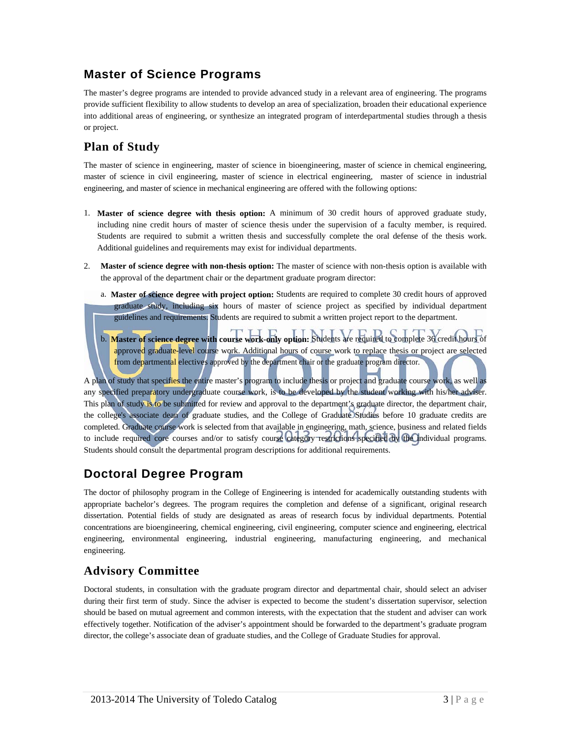## Master of Science Programs

The master's degree programs are intended to provide advanced study in a relevant area of engineering. The programs provide sufficient flexibility to allow students to develop an area of specialization, broaden their educational experience into additional areas of engineering, or synthesize an integrated program of interdepartmental studies through a thesis or project.

## Plan of Study

The master of science in engineering, master of science in bioengineering, master of science in chemical engineering, master of science in civil engineering, master of science in electrical engineering, master of science in industrial engineering, and master of science in mechanical engineering are offered with the following options:

1. **Master of science degree with thesis option:** A minimum of 30 credit hours of approved graduate study, including nine credit hours of master of science thesis under the supervision of a faculty member, is required. Students are required to submit a written thesis and successfully complete the oral defense of the thesis work. Additional guidelines and requirements may exist for individual departments.

2. **Master of science degree with non-thesis option:** The master of science with non-thesis option is available with the approval of the department chair or the department graduate program director:

   a. **Master of science degree with project option:** Students are required to complete 30 credit hours of approved graduate study, including six hours of master of science project as specified by individual department guidelines and requirements. Students are required to submit a written project report to the department.

   b. **Master of science degree with course work-only option:** Students are required to complete 36 credit hours of approved graduate-level course work. Additional hours of course work to replace thesis or project are selected from departmental electives approved by the department chair or the graduate program director.

A plan of study that specifies the entire master's program to include thesis or project and graduate course work, as well as any specified preparatory undergraduate course work, is to be developed by the student working with his/her adviser. This plan of study is to be submitted for review and approval to the department's graduate director, the department chair, the college's associate dean of graduate studies, and the College of Graduate Studies before 10 graduate credits are completed. Graduate course work is selected from that available in engineering, math, science, business and related fields to include required core courses and/or to satisfy course category restrictions specified by the individual programs. Students should consult the departmental program descriptions for additional requirements.

## Doctoral Degree Program

The doctor of philosophy program in the College of Engineering is intended for academically outstanding students with appropriate bachelor's degrees. The program requires the completion and defense of a significant, original research dissertation. Potential fields of study are designated as areas of research focus by individual departments. Potential concentrations are bioengineering, chemical engineering, civil engineering, computer science and engineering, electrical engineering, environmental engineering, industrial engineering, manufacturing engineering, and mechanical engineering.

## Advisory Committee

Doctoral students, in consultation with the graduate program director and departmental chair, should select an adviser during their first term of study. Since the adviser is expected to become the student's dissertation supervisor, selection should be based on mutual agreement and common interests, with the expectation that the student and adviser can work effectively together. Notification of the adviser's appointment should be forwarded to the department's graduate program director, the college's associate dean of graduate studies, and the College of Graduate Studies for approval.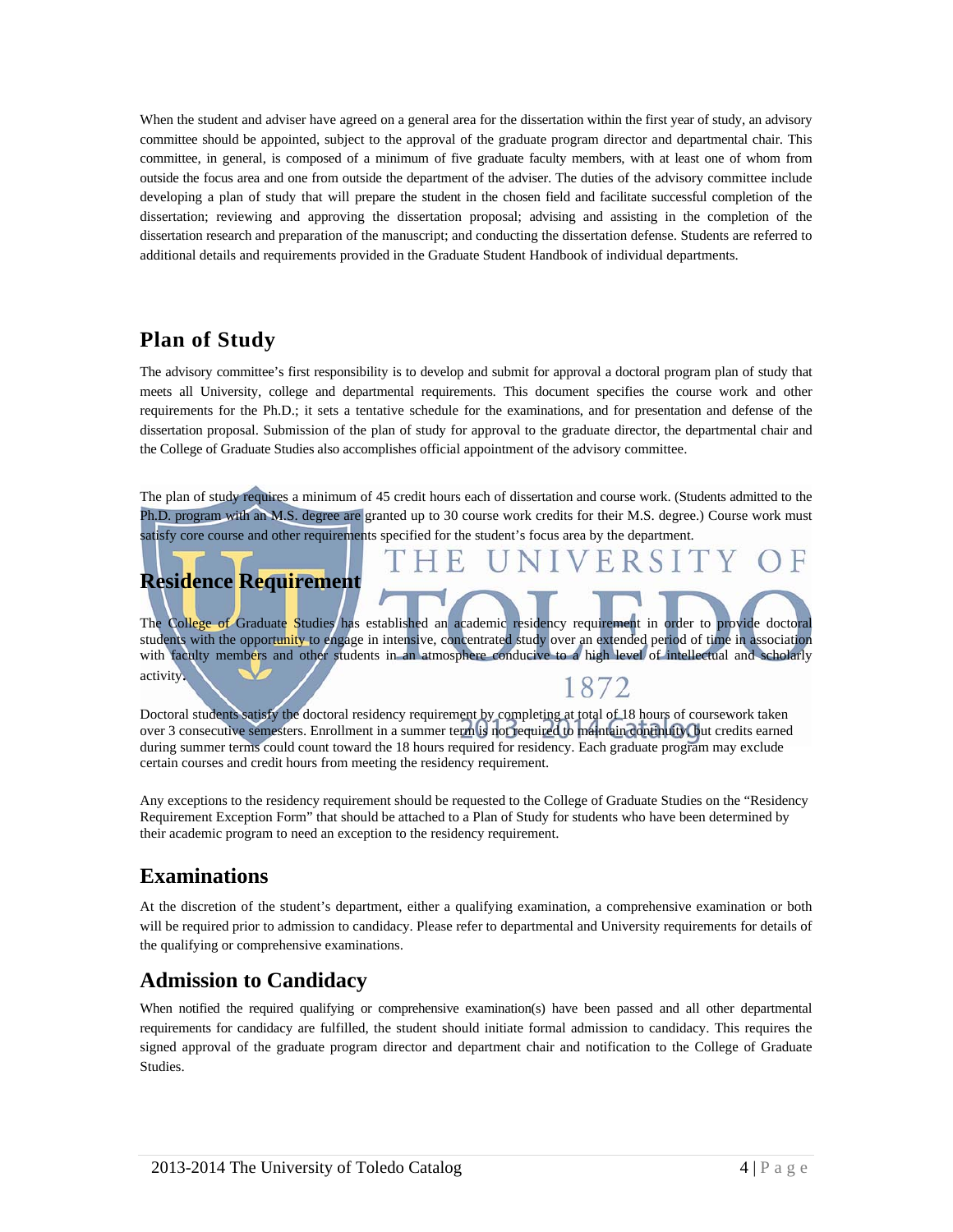When the student and adviser have agreed on a general area for the dissertation within the first year of study, an advisory committee should be appointed, subject to the approval of the graduate program director and departmental chair. This committee, in general, is composed of a minimum of five graduate faculty members, with at least one of whom from outside the focus area and one from outside the department of the adviser. The duties of the advisory committee include developing a plan of study that will prepare the student in the chosen field and facilitate successful completion of the dissertation; reviewing and approving the dissertation proposal; advising and assisting in the completion of the dissertation research and preparation of the manuscript; and conducting the dissertation defense. Students are referred to additional details and requirements provided in the Graduate Student Handbook of individual departments.

## Plan of Study

The advisory committee's first responsibility is to develop and submit for approval a doctoral program plan of study that meets all University, college and departmental requirements. This document specifies the course work and other requirements for the Ph.D.; it sets a tentative schedule for the examinations, and for presentation and defense of the dissertation proposal. Submission of the plan of study for approval to the graduate director, the departmental chair and the College of Graduate Studies also accomplishes official appointment of the advisory committee.

The plan of study requires a minimum of 45 credit hours each of dissertation and course work. (Students admitted to the Ph.D. program with an M.S. degree are granted up to 30 course work credits for their M.S. degree.) Course work must satisfy core course and other requirements specified for the student's focus area by the department.

## Residence Requirement

The College of Graduate Studies has established an academic residency requirement in order to provide doctoral students with the opportunity to engage in intensive, concentrated study over an extended period of time in association with faculty members and other students in an atmosphere conducive to a high level of intellectual and scholarly activity.

Doctoral students satisfy the doctoral residency requirement by completing at total of 18 hours of coursework taken over 3 consecutive semesters. Enrollment in a summer term is not required to maintain continuity, but credits earned during summer terms could count toward the 18 hours required for residency. Each graduate program may exclude certain courses and credit hours from meeting the residency requirement.

Any exceptions to the residency requirement should be requested to the College of Graduate Studies on the "Residency Requirement Exception Form" that should be attached to a Plan of Study for students who have been determined by their academic program to need an exception to the residency requirement.

## Examinations

At the discretion of the student's department, either a qualifying examination, a comprehensive examination or both will be required prior to admission to candidacy. Please refer to departmental and University requirements for details of the qualifying or comprehensive examinations.

## Admission to Candidacy

When notified the required qualifying or comprehensive examination(s) have been passed and all other departmental requirements for candidacy are fulfilled, the student should initiate formal admission to candidacy. This requires the signed approval of the graduate program director and department chair and notification to the College of Graduate Studies.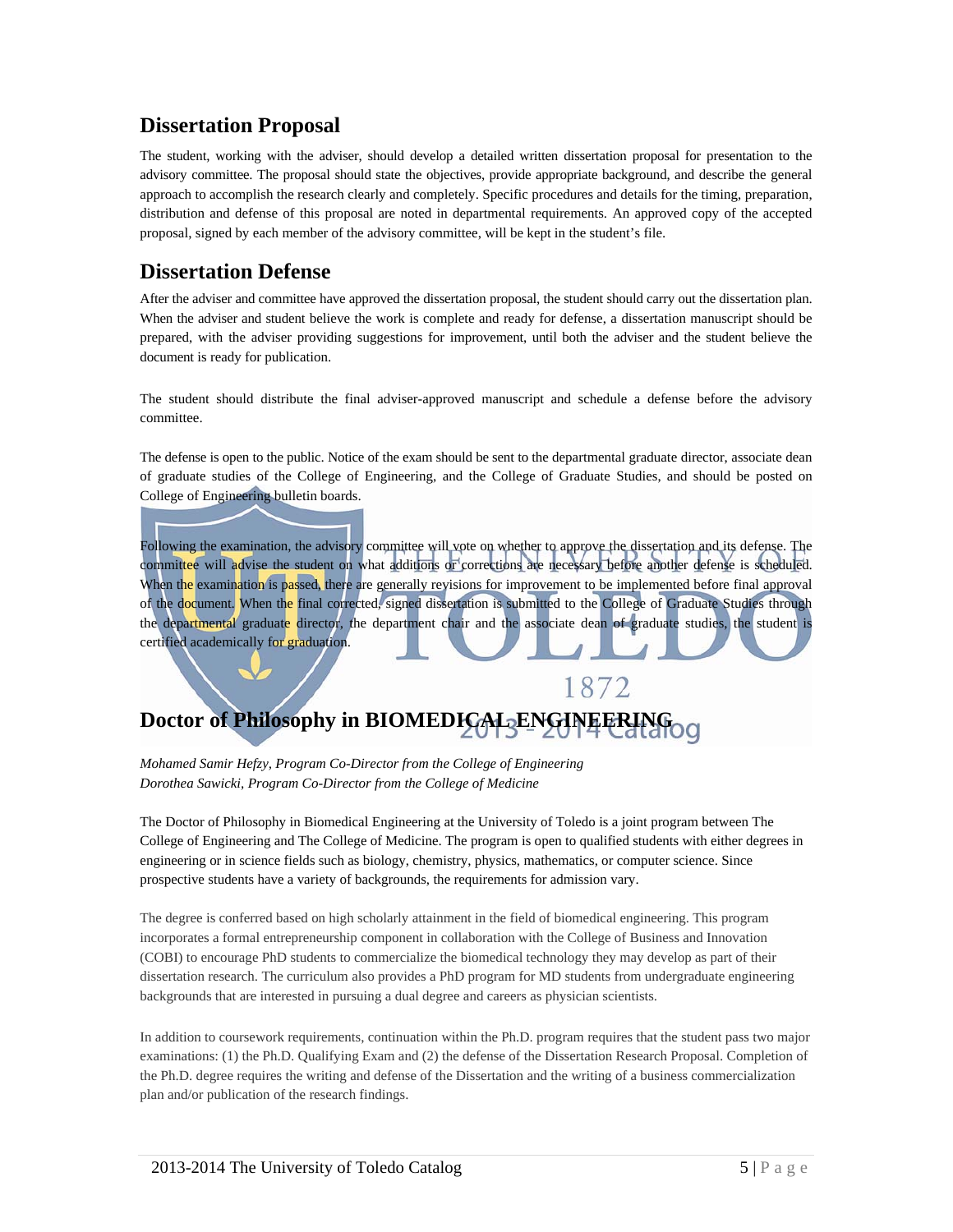## Dissertation Proposal

The student, working with the adviser, should develop a detailed written dissertation proposal for presentation to the advisory committee. The proposal should state the objectives, provide appropriate background, and describe the general approach to accomplish the research clearly and completely. Specific procedures and details for the timing, preparation, distribution and defense of this proposal are noted in departmental requirements. An approved copy of the accepted proposal, signed by each member of the advisory committee, will be kept in the student's file.

## Dissertation Defense

After the adviser and committee have approved the dissertation proposal, the student should carry out the dissertation plan. When the adviser and student believe the work is complete and ready for defense, a dissertation manuscript should be prepared, with the adviser providing suggestions for improvement, until both the adviser and the student believe the document is ready for publication.

The student should distribute the final adviser-approved manuscript and schedule a defense before the advisory committee.

The defense is open to the public. Notice of the exam should be sent to the departmental graduate director, associate dean of graduate studies of the College of Engineering, and the College of Graduate Studies, and should be posted on College of Engineering bulletin boards.

Following the examination, the advisory committee will vote on whether to approve the dissertation and its defense. The committee will advise the student on what additions or corrections are necessary before another defense is scheduled. When the examination is passed, there are generally revisions for improvement to be implemented before final approval of the document. When the final corrected, signed dissertation is submitted to the College of Graduate Studies through the departmental graduate director, the department chair and the associate dean of graduate studies, the student is certified academically for graduation.

## Doctor of Philosophy in BIOMEDICAL ENGINEERING

*Mohamed Samir Hefzy, Program Co-Director from the College of Engineering*
*Dorothea Sawicki, Program Co-Director from the College of Medicine*

The Doctor of Philosophy in Biomedical Engineering at the University of Toledo is a joint program between The College of Engineering and The College of Medicine. The program is open to qualified students with either degrees in engineering or in science fields such as biology, chemistry, physics, mathematics, or computer science. Since prospective students have a variety of backgrounds, the requirements for admission vary.

The degree is conferred based on high scholarly attainment in the field of biomedical engineering. This program incorporates a formal entrepreneurship component in collaboration with the College of Business and Innovation (COBI) to encourage PhD students to commercialize the biomedical technology they may develop as part of their dissertation research. The curriculum also provides a PhD program for MD students from undergraduate engineering backgrounds that are interested in pursuing a dual degree and careers as physician scientists.

In addition to coursework requirements, continuation within the Ph.D. program requires that the student pass two major examinations: (1) the Ph.D. Qualifying Exam and (2) the defense of the Dissertation Research Proposal. Completion of the Ph.D. degree requires the writing and defense of the Dissertation and the writing of a business commercialization plan and/or publication of the research findings.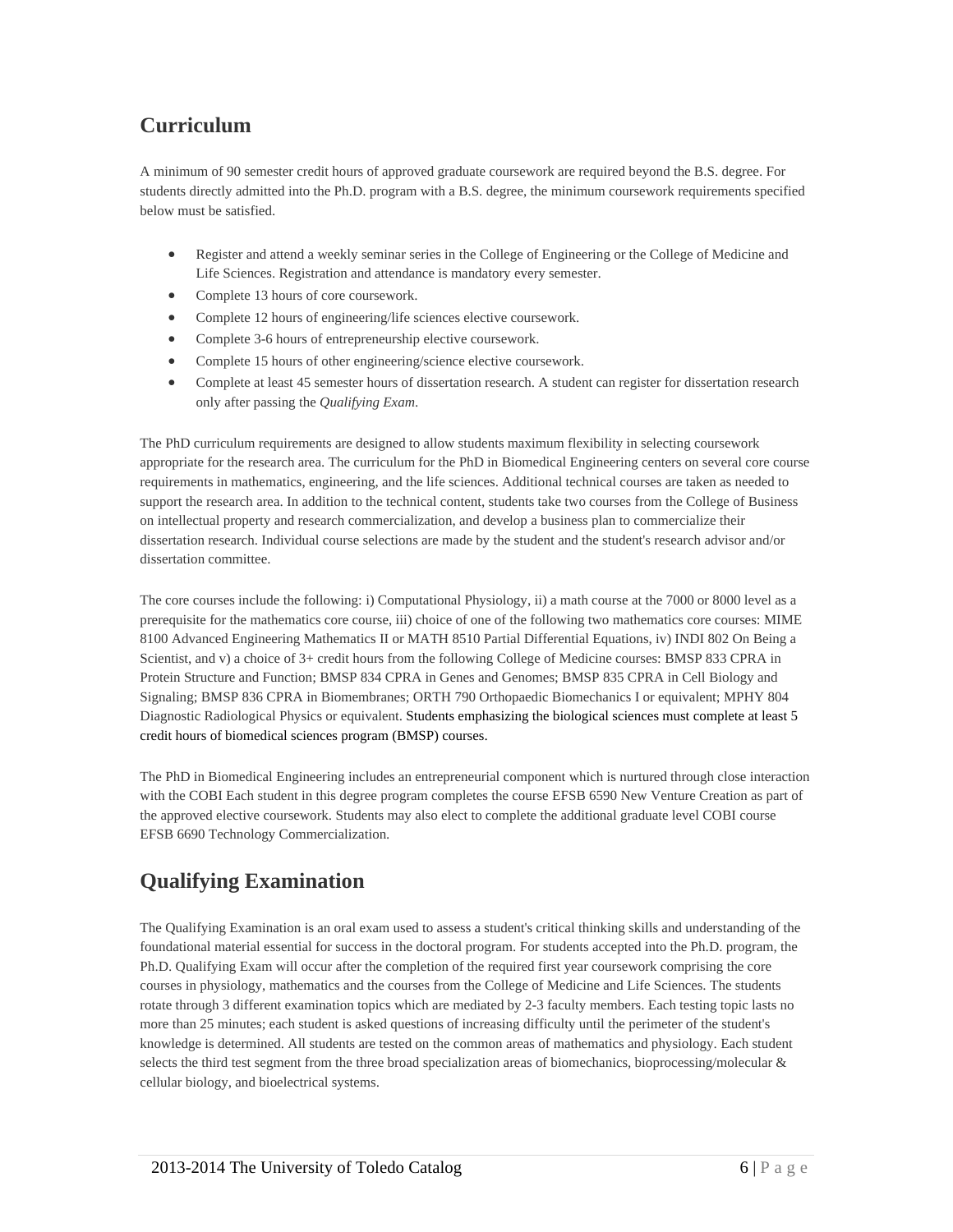## Curriculum

A minimum of 90 semester credit hours of approved graduate coursework are required beyond the B.S. degree. For students directly admitted into the Ph.D. program with a B.S. degree, the minimum coursework requirements specified below must be satisfied.

- Register and attend a weekly seminar series in the College of Engineering or the College of Medicine and Life Sciences. Registration and attendance is mandatory every semester.
- Complete 13 hours of core coursework.
- Complete 12 hours of engineering/life sciences elective coursework.
- Complete 3-6 hours of entrepreneurship elective coursework.
- Complete 15 hours of other engineering/science elective coursework.
- Complete at least 45 semester hours of dissertation research. A student can register for dissertation research only after passing the *Qualifying Exam*.

The PhD curriculum requirements are designed to allow students maximum flexibility in selecting coursework appropriate for the research area. The curriculum for the PhD in Biomedical Engineering centers on several core course requirements in mathematics, engineering, and the life sciences. Additional technical courses are taken as needed to support the research area. In addition to the technical content, students take two courses from the College of Business on intellectual property and research commercialization, and develop a business plan to commercialize their dissertation research. Individual course selections are made by the student and the student's research advisor and/or dissertation committee.

The core courses include the following: i) Computational Physiology, ii) a math course at the 7000 or 8000 level as a prerequisite for the mathematics core course, iii) choice of one of the following two mathematics core courses: MIME 8100 Advanced Engineering Mathematics II or MATH 8510 Partial Differential Equations, iv) INDI 802 On Being a Scientist, and v) a choice of 3+ credit hours from the following College of Medicine courses: BMSP 833 CPRA in Protein Structure and Function; BMSP 834 CPRA in Genes and Genomes; BMSP 835 CPRA in Cell Biology and Signaling; BMSP 836 CPRA in Biomembranes; ORTH 790 Orthopaedic Biomechanics I or equivalent; MPHY 804 Diagnostic Radiological Physics or equivalent. Students emphasizing the biological sciences must complete at least 5 credit hours of biomedical sciences program (BMSP) courses.

The PhD in Biomedical Engineering includes an entrepreneurial component which is nurtured through close interaction with the COBI Each student in this degree program completes the course EFSB 6590 New Venture Creation as part of the approved elective coursework. Students may also elect to complete the additional graduate level COBI course EFSB 6690 Technology Commercialization.

## Qualifying Examination

The Qualifying Examination is an oral exam used to assess a student's critical thinking skills and understanding of the foundational material essential for success in the doctoral program. For students accepted into the Ph.D. program, the Ph.D. Qualifying Exam will occur after the completion of the required first year coursework comprising the core courses in physiology, mathematics and the courses from the College of Medicine and Life Sciences. The students rotate through 3 different examination topics which are mediated by 2-3 faculty members. Each testing topic lasts no more than 25 minutes; each student is asked questions of increasing difficulty until the perimeter of the student's knowledge is determined. All students are tested on the common areas of mathematics and physiology. Each student selects the third test segment from the three broad specialization areas of biomechanics, bioprocessing/molecular & cellular biology, and bioelectrical systems.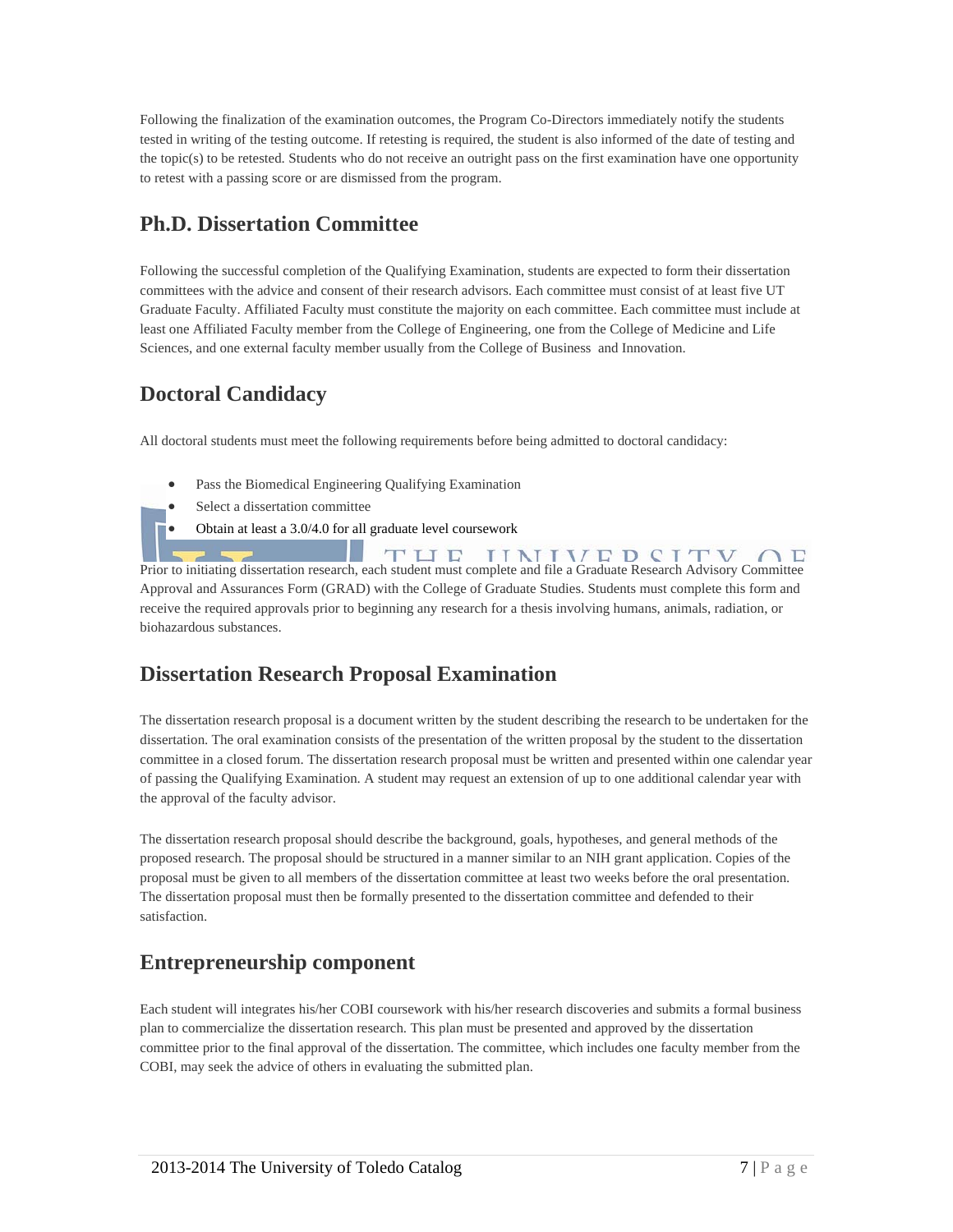Following the finalization of the examination outcomes, the Program Co-Directors immediately notify the students tested in writing of the testing outcome. If retesting is required, the student is also informed of the date of testing and the topic(s) to be retested. Students who do not receive an outright pass on the first examination have one opportunity to retest with a passing score or are dismissed from the program.

## Ph.D. Dissertation Committee

Following the successful completion of the Qualifying Examination, students are expected to form their dissertation committees with the advice and consent of their research advisors. Each committee must consist of at least five UT Graduate Faculty. Affiliated Faculty must constitute the majority on each committee. Each committee must include at least one Affiliated Faculty member from the College of Engineering, one from the College of Medicine and Life Sciences, and one external faculty member usually from the College of Business and Innovation.

## Doctoral Candidacy

All doctoral students must meet the following requirements before being admitted to doctoral candidacy:

- Pass the Biomedical Engineering Qualifying Examination
- Select a dissertation committee
- Obtain at least a 3.0/4.0 for all graduate level coursework

Prior to initiating dissertation research, each student must complete and file a Graduate Research Advisory Committee Approval and Assurances Form (GRAD) with the College of Graduate Studies. Students must complete this form and receive the required approvals prior to beginning any research for a thesis involving humans, animals, radiation, or biohazardous substances.

## Dissertation Research Proposal Examination

The dissertation research proposal is a document written by the student describing the research to be undertaken for the dissertation. The oral examination consists of the presentation of the written proposal by the student to the dissertation committee in a closed forum. The dissertation research proposal must be written and presented within one calendar year of passing the Qualifying Examination. A student may request an extension of up to one additional calendar year with the approval of the faculty advisor.

The dissertation research proposal should describe the background, goals, hypotheses, and general methods of the proposed research. The proposal should be structured in a manner similar to an NIH grant application. Copies of the proposal must be given to all members of the dissertation committee at least two weeks before the oral presentation. The dissertation proposal must then be formally presented to the dissertation committee and defended to their satisfaction.

## Entrepreneurship component

Each student will integrates his/her COBI coursework with his/her research discoveries and submits a formal business plan to commercialize the dissertation research. This plan must be presented and approved by the dissertation committee prior to the final approval of the dissertation. The committee, which includes one faculty member from the COBI, may seek the advice of others in evaluating the submitted plan.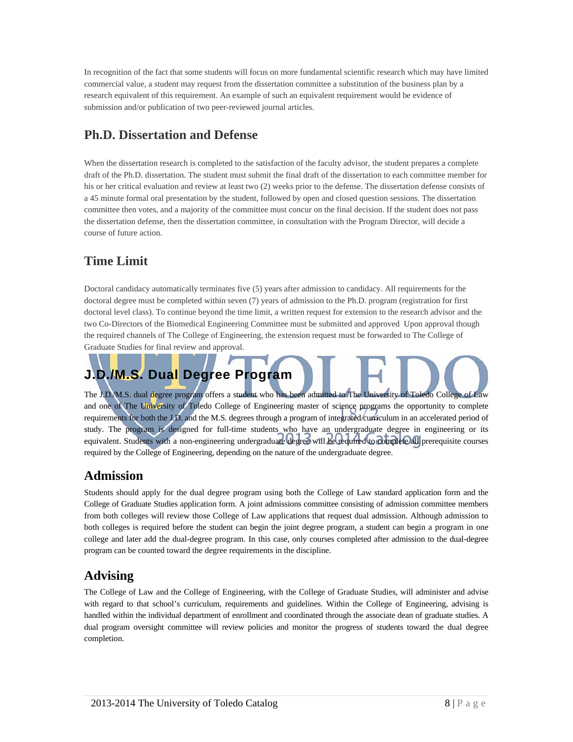In recognition of the fact that some students will focus on more fundamental scientific research which may have limited commercial value, a student may request from the dissertation committee a substitution of the business plan by a research equivalent of this requirement. An example of such an equivalent requirement would be evidence of submission and/or publication of two peer-reviewed journal articles.

## Ph.D. Dissertation and Defense

When the dissertation research is completed to the satisfaction of the faculty advisor, the student prepares a complete draft of the Ph.D. dissertation. The student must submit the final draft of the dissertation to each committee member for his or her critical evaluation and review at least two (2) weeks prior to the defense. The dissertation defense consists of a 45 minute formal oral presentation by the student, followed by open and closed question sessions. The dissertation committee then votes, and a majority of the committee must concur on the final decision. If the student does not pass the dissertation defense, then the dissertation committee, in consultation with the Program Director, will decide a course of future action.

## Time Limit

Doctoral candidacy automatically terminates five (5) years after admission to candidacy. All requirements for the doctoral degree must be completed within seven (7) years of admission to the Ph.D. program (registration for first doctoral level class). To continue beyond the time limit, a written request for extension to the research advisor and the two Co-Directors of the Biomedical Engineering Committee must be submitted and approved Upon approval though the required channels of The College of Engineering, the extension request must be forwarded to The College of Graduate Studies for final review and approval.

# J.D./M.S. Dual Degree Program

The J.D./M.S. dual degree program offers a student who has been admitted to The University of Toledo College of Law and one of The University of Toledo College of Engineering master of science programs the opportunity to complete requirements for both the J.D. and the M.S. degrees through a program of integrated curriculum in an accelerated period of study. The program is designed for full-time students who have an undergraduate degree in engineering or its equivalent. Students with a non-engineering undergraduate degree will be required to complete all prerequisite courses required by the College of Engineering, depending on the nature of the undergraduate degree.

## Admission

Students should apply for the dual degree program using both the College of Law standard application form and the College of Graduate Studies application form. A joint admissions committee consisting of admission committee members from both colleges will review those College of Law applications that request dual admission. Although admission to both colleges is required before the student can begin the joint degree program, a student can begin a program in one college and later add the dual-degree program. In this case, only courses completed after admission to the dual-degree program can be counted toward the degree requirements in the discipline.

## Advising

The College of Law and the College of Engineering, with the College of Graduate Studies, will administer and advise with regard to that school's curriculum, requirements and guidelines. Within the College of Engineering, advising is handled within the individual department of enrollment and coordinated through the associate dean of graduate studies. A dual program oversight committee will review policies and monitor the progress of students toward the dual degree completion.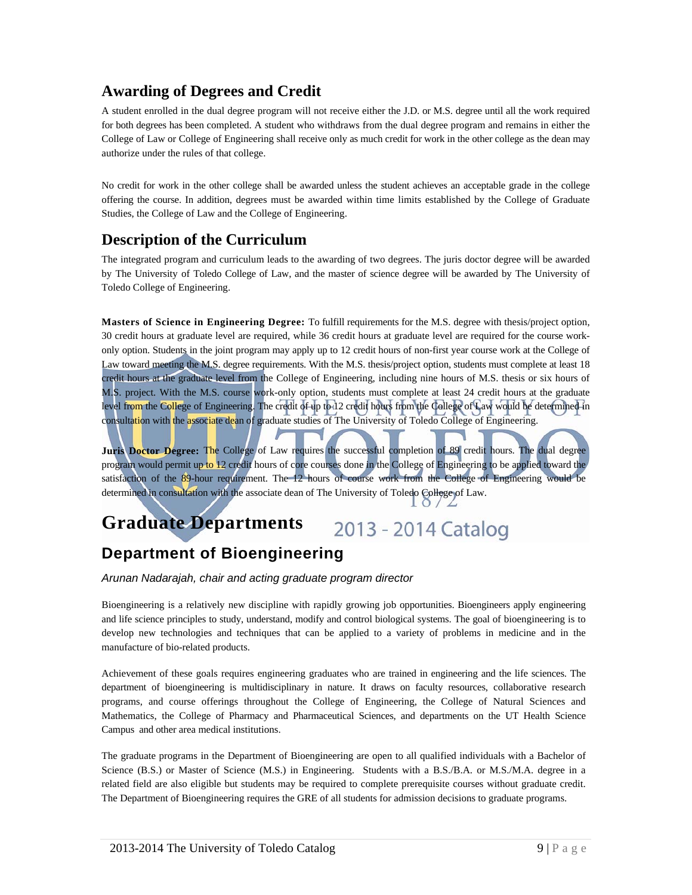## Awarding of Degrees and Credit

A student enrolled in the dual degree program will not receive either the J.D. or M.S. degree until all the work required for both degrees has been completed. A student who withdraws from the dual degree program and remains in either the College of Law or College of Engineering shall receive only as much credit for work in the other college as the dean may authorize under the rules of that college.

No credit for work in the other college shall be awarded unless the student achieves an acceptable grade in the college offering the course. In addition, degrees must be awarded within time limits established by the College of Graduate Studies, the College of Law and the College of Engineering.

## Description of the Curriculum

The integrated program and curriculum leads to the awarding of two degrees. The juris doctor degree will be awarded by The University of Toledo College of Law, and the master of science degree will be awarded by The University of Toledo College of Engineering.

**Masters of Science in Engineering Degree:** To fulfill requirements for the M.S. degree with thesis/project option, 30 credit hours at graduate level are required, while 36 credit hours at graduate level are required for the course work-only option. Students in the joint program may apply up to 12 credit hours of non-first year course work at the College of Law toward meeting the M.S. degree requirements. With the M.S. thesis/project option, students must complete at least 18 credit hours at the graduate level from the College of Engineering, including nine hours of M.S. thesis or six hours of M.S. project. With the M.S. course work-only option, students must complete at least 24 credit hours at the graduate level from the College of Engineering. The credit of up to 12 credit hours from the College of Law would be determined in consultation with the associate dean of graduate studies of The University of Toledo College of Engineering.

**Juris Doctor Degree:** The College of Law requires the successful completion of 89 credit hours. The dual degree program would permit up to 12 credit hours of core courses done in the College of Engineering to be applied toward the satisfaction of the 89-hour requirement. The 12 hours of course work from the College of Engineering would be determined in consultation with the associate dean of The University of Toledo College of Law.

# Graduate Departments

## Department of Bioengineering

*Arunan Nadarajah, chair and acting graduate program director*

Bioengineering is a relatively new discipline with rapidly growing job opportunities. Bioengineers apply engineering and life science principles to study, understand, modify and control biological systems. The goal of bioengineering is to develop new technologies and techniques that can be applied to a variety of problems in medicine and in the manufacture of bio-related products.

Achievement of these goals requires engineering graduates who are trained in engineering and the life sciences. The department of bioengineering is multidisciplinary in nature. It draws on faculty resources, collaborative research programs, and course offerings throughout the College of Engineering, the College of Natural Sciences and Mathematics, the College of Pharmacy and Pharmaceutical Sciences, and departments on the UT Health Science Campus and other area medical institutions.

The graduate programs in the Department of Bioengineering are open to all qualified individuals with a Bachelor of Science (B.S.) or Master of Science (M.S.) in Engineering. Students with a B.S./B.A. or M.S./M.A. degree in a related field are also eligible but students may be required to complete prerequisite courses without graduate credit. The Department of Bioengineering requires the GRE of all students for admission decisions to graduate programs.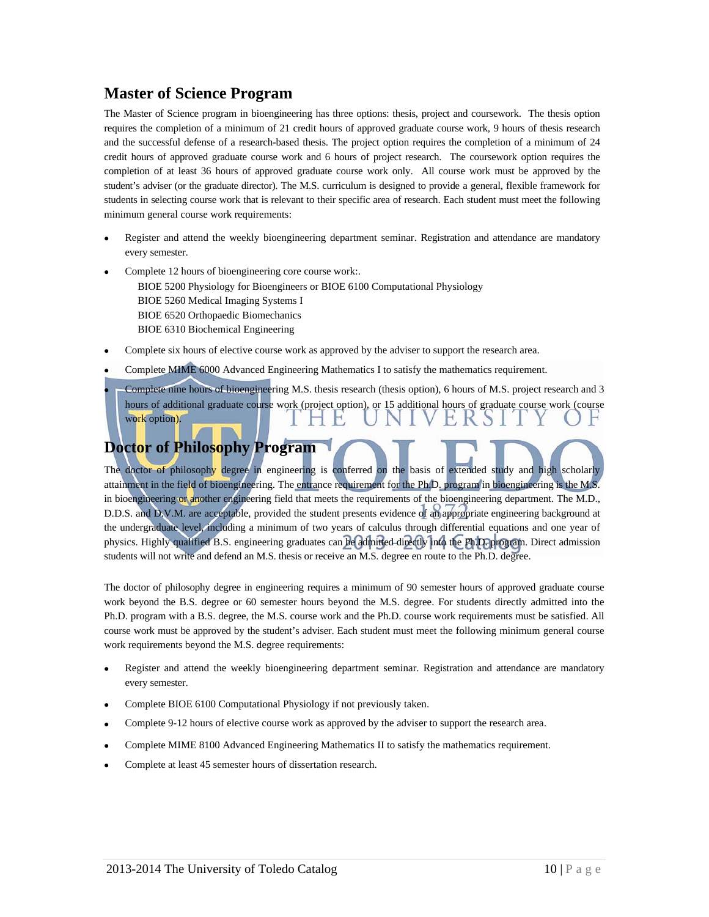## Master of Science Program

The Master of Science program in bioengineering has three options: thesis, project and coursework. The thesis option requires the completion of a minimum of 21 credit hours of approved graduate course work, 9 hours of thesis research and the successful defense of a research-based thesis. The project option requires the completion of a minimum of 24 credit hours of approved graduate course work and 6 hours of project research. The coursework option requires the completion of at least 36 hours of approved graduate course work only. All course work must be approved by the student's adviser (or the graduate director). The M.S. curriculum is designed to provide a general, flexible framework for students in selecting course work that is relevant to their specific area of research. Each student must meet the following minimum general course work requirements:

- Register and attend the weekly bioengineering department seminar. Registration and attendance are mandatory every semester.
- Complete 12 hours of bioengineering core course work:.
  - BIOE 5200 Physiology for Bioengineers or BIOE 6100 Computational Physiology
  - BIOE 5260 Medical Imaging Systems I
  - BIOE 6520 Orthopaedic Biomechanics
  - BIOE 6310 Biochemical Engineering
- Complete six hours of elective course work as approved by the adviser to support the research area.
- Complete MIME 6000 Advanced Engineering Mathematics I to satisfy the mathematics requirement.
- Complete nine hours of bioengineering M.S. thesis research (thesis option), 6 hours of M.S. project research and 3 hours of additional graduate course work (project option), or 15 additional hours of graduate course work (course work option).

## Doctor of Philosophy Program

The doctor of philosophy degree in engineering is conferred on the basis of extended study and high scholarly attainment in the field of bioengineering. The entrance requirement for the Ph.D. program in bioengineering is the M.S. in bioengineering or another engineering field that meets the requirements of the bioengineering department. The M.D., D.D.S. and D.V.M. are acceptable, provided the student presents evidence of an appropriate engineering background at the undergraduate level, including a minimum of two years of calculus through differential equations and one year of physics. Highly qualified B.S. engineering graduates can be admitted directly into the Ph.D. program. Direct admission students will not write and defend an M.S. thesis or receive an M.S. degree en route to the Ph.D. degree.

The doctor of philosophy degree in engineering requires a minimum of 90 semester hours of approved graduate course work beyond the B.S. degree or 60 semester hours beyond the M.S. degree. For students directly admitted into the Ph.D. program with a B.S. degree, the M.S. course work and the Ph.D. course work requirements must be satisfied. All course work must be approved by the student's adviser. Each student must meet the following minimum general course work requirements beyond the M.S. degree requirements:

- Register and attend the weekly bioengineering department seminar. Registration and attendance are mandatory every semester.
- Complete BIOE 6100 Computational Physiology if not previously taken.
- Complete 9-12 hours of elective course work as approved by the adviser to support the research area.
- Complete MIME 8100 Advanced Engineering Mathematics II to satisfy the mathematics requirement.
- Complete at least 45 semester hours of dissertation research.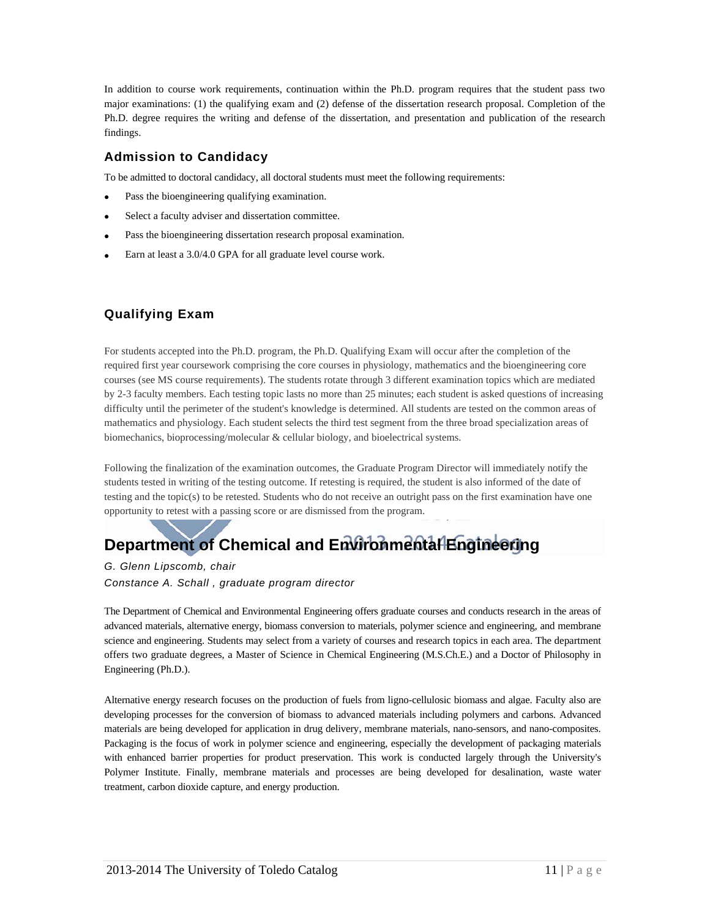In addition to course work requirements, continuation within the Ph.D. program requires that the student pass two major examinations: (1) the qualifying exam and (2) defense of the dissertation research proposal. Completion of the Ph.D. degree requires the writing and defense of the dissertation, and presentation and publication of the research findings.

### Admission to Candidacy

To be admitted to doctoral candidacy, all doctoral students must meet the following requirements:

- Pass the bioengineering qualifying examination.
- Select a faculty adviser and dissertation committee.
- Pass the bioengineering dissertation research proposal examination.
- Earn at least a 3.0/4.0 GPA for all graduate level course work.

### Qualifying Exam

For students accepted into the Ph.D. program, the Ph.D. Qualifying Exam will occur after the completion of the required first year coursework comprising the core courses in physiology, mathematics and the bioengineering core courses (see MS course requirements). The students rotate through 3 different examination topics which are mediated by 2-3 faculty members. Each testing topic lasts no more than 25 minutes; each student is asked questions of increasing difficulty until the perimeter of the student's knowledge is determined. All students are tested on the common areas of mathematics and physiology. Each student selects the third test segment from the three broad specialization areas of biomechanics, bioprocessing/molecular & cellular biology, and bioelectrical systems.

Following the finalization of the examination outcomes, the Graduate Program Director will immediately notify the students tested in writing of the testing outcome. If retesting is required, the student is also informed of the date of testing and the topic(s) to be retested. Students who do not receive an outright pass on the first examination have one opportunity to retest with a passing score or are dismissed from the program.

## Department of Chemical and Environmental Engineering

*G. Glenn Lipscomb, chair*

*Constance A. Schall , graduate program director*

The Department of Chemical and Environmental Engineering offers graduate courses and conducts research in the areas of advanced materials, alternative energy, biomass conversion to materials, polymer science and engineering, and membrane science and engineering. Students may select from a variety of courses and research topics in each area. The department offers two graduate degrees, a Master of Science in Chemical Engineering (M.S.Ch.E.) and a Doctor of Philosophy in Engineering (Ph.D.).

Alternative energy research focuses on the production of fuels from ligno-cellulosic biomass and algae. Faculty also are developing processes for the conversion of biomass to advanced materials including polymers and carbons. Advanced materials are being developed for application in drug delivery, membrane materials, nano-sensors, and nano-composites. Packaging is the focus of work in polymer science and engineering, especially the development of packaging materials with enhanced barrier properties for product preservation. This work is conducted largely through the University's Polymer Institute. Finally, membrane materials and processes are being developed for desalination, waste water treatment, carbon dioxide capture, and energy production.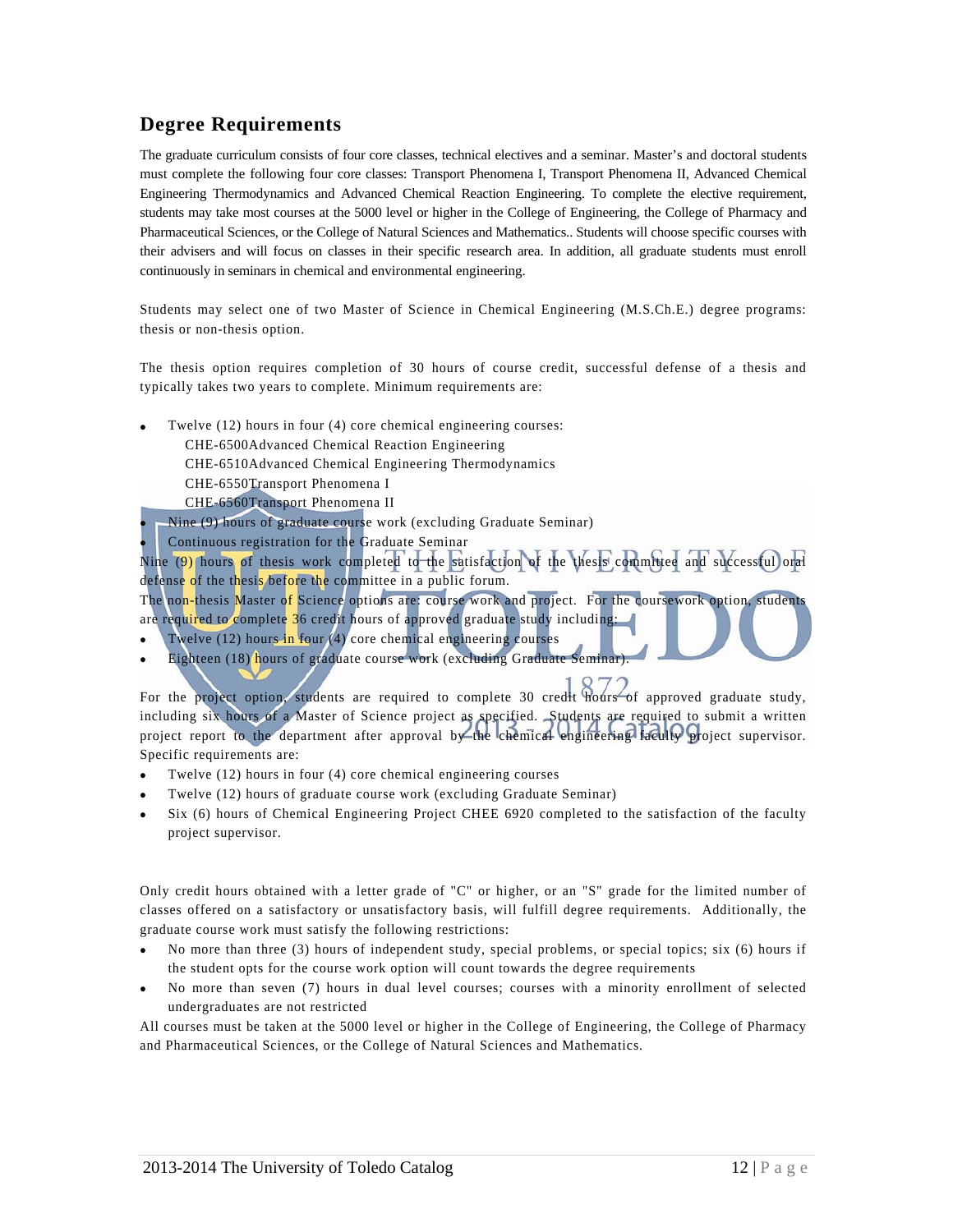## Degree Requirements

The graduate curriculum consists of four core classes, technical electives and a seminar. Master's and doctoral students must complete the following four core classes: Transport Phenomena I, Transport Phenomena II, Advanced Chemical Engineering Thermodynamics and Advanced Chemical Reaction Engineering. To complete the elective requirement, students may take most courses at the 5000 level or higher in the College of Engineering, the College of Pharmacy and Pharmaceutical Sciences, or the College of Natural Sciences and Mathematics.. Students will choose specific courses with their advisers and will focus on classes in their specific research area. In addition, all graduate students must enroll continuously in seminars in chemical and environmental engineering.

Students may select one of two Master of Science in Chemical Engineering (M.S.Ch.E.) degree programs: thesis or non-thesis option.

The thesis option requires completion of 30 hours of course credit, successful defense of a thesis and typically takes two years to complete. Minimum requirements are:

- Twelve (12) hours in four (4) core chemical engineering courses:
  CHE-6500Advanced Chemical Reaction Engineering
  CHE-6510Advanced Chemical Engineering Thermodynamics
  CHE-6550Transport Phenomena I
  CHE-6560Transport Phenomena II
- Nine (9) hours of graduate course work (excluding Graduate Seminar)
- Continuous registration for the Graduate Seminar

Nine (9) hours of thesis work completed to the satisfaction of the thesis committee and successful oral defense of the thesis before the committee in a public forum.

The non-thesis Master of Science options are: course work and project. For the coursework option, students are required to complete 36 credit hours of approved graduate study including:

- Twelve (12) hours in four (4) core chemical engineering courses
- Eighteen (18) hours of graduate course work (excluding Graduate Seminar).

For the project option, students are required to complete 30 credit hours of approved graduate study, including six hours of a Master of Science project as specified. Students are required to submit a written project report to the department after approval by the chemical engineering faculty project supervisor. Specific requirements are:

- Twelve (12) hours in four (4) core chemical engineering courses
- Twelve (12) hours of graduate course work (excluding Graduate Seminar)
- Six (6) hours of Chemical Engineering Project CHEE 6920 completed to the satisfaction of the faculty project supervisor.

Only credit hours obtained with a letter grade of "C" or higher, or an "S" grade for the limited number of classes offered on a satisfactory or unsatisfactory basis, will fulfill degree requirements. Additionally, the graduate course work must satisfy the following restrictions:

- No more than three (3) hours of independent study, special problems, or special topics; six (6) hours if the student opts for the course work option will count towards the degree requirements
- No more than seven (7) hours in dual level courses; courses with a minority enrollment of selected undergraduates are not restricted

All courses must be taken at the 5000 level or higher in the College of Engineering, the College of Pharmacy and Pharmaceutical Sciences, or the College of Natural Sciences and Mathematics.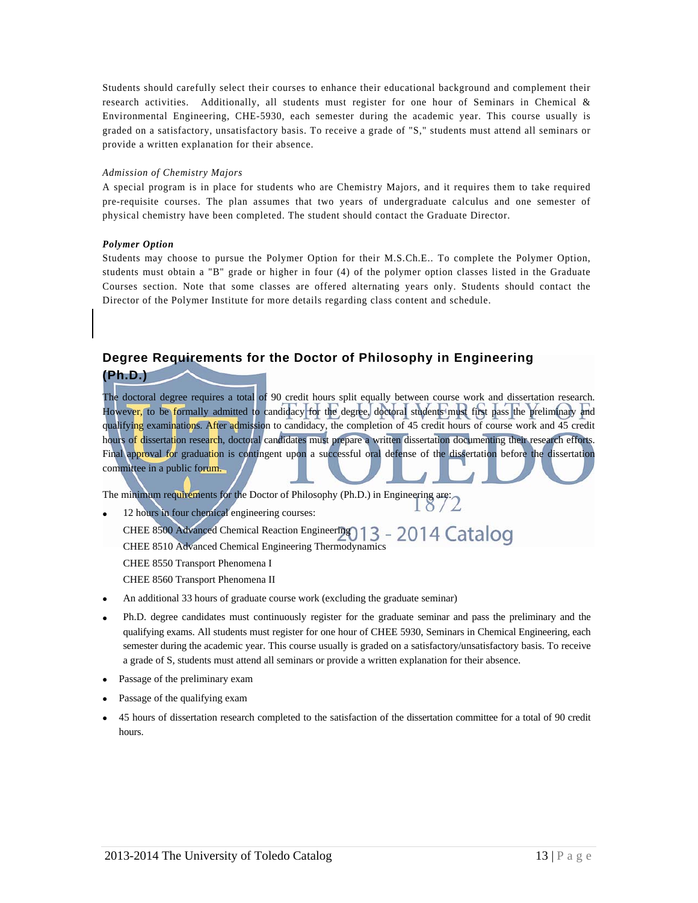Students should carefully select their courses to enhance their educational background and complement their research activities. Additionally, all students must register for one hour of Seminars in Chemical & Environmental Engineering, CHE-5930, each semester during the academic year. This course usually is graded on a satisfactory, unsatisfactory basis. To receive a grade of "S," students must attend all seminars or provide a written explanation for their absence.

*Admission of Chemistry Majors*

A special program is in place for students who are Chemistry Majors, and it requires them to take required pre-requisite courses. The plan assumes that two years of undergraduate calculus and one semester of physical chemistry have been completed. The student should contact the Graduate Director.

***Polymer Option***

Students may choose to pursue the Polymer Option for their M.S.Ch.E.. To complete the Polymer Option, students must obtain a "B" grade or higher in four (4) of the polymer option classes listed in the Graduate Courses section. Note that some classes are offered alternating years only. Students should contact the Director of the Polymer Institute for more details regarding class content and schedule.

## Degree Requirements for the Doctor of Philosophy in Engineering (Ph.D.)

The doctoral degree requires a total of 90 credit hours split equally between course work and dissertation research. However, to be formally admitted to candidacy for the degree, doctoral students must first pass the preliminary and qualifying examinations. After admission to candidacy, the completion of 45 credit hours of course work and 45 credit hours of dissertation research, doctoral candidates must prepare a written dissertation documenting their research efforts. Final approval for graduation is contingent upon a successful oral defense of the dissertation before the dissertation committee in a public forum.

The minimum requirements for the Doctor of Philosophy (Ph.D.) in Engineering are:

- 12 hours in four chemical engineering courses:

  CHEE 8500 Advanced Chemical Reaction Engineering

  CHEE 8510 Advanced Chemical Engineering Thermodynamics

  CHEE 8550 Transport Phenomena I

  CHEE 8560 Transport Phenomena II
- An additional 33 hours of graduate course work (excluding the graduate seminar)
- Ph.D. degree candidates must continuously register for the graduate seminar and pass the preliminary and the qualifying exams. All students must register for one hour of CHEE 5930, Seminars in Chemical Engineering, each semester during the academic year. This course usually is graded on a satisfactory/unsatisfactory basis. To receive a grade of S, students must attend all seminars or provide a written explanation for their absence.
- Passage of the preliminary exam
- Passage of the qualifying exam
- 45 hours of dissertation research completed to the satisfaction of the dissertation committee for a total of 90 credit hours.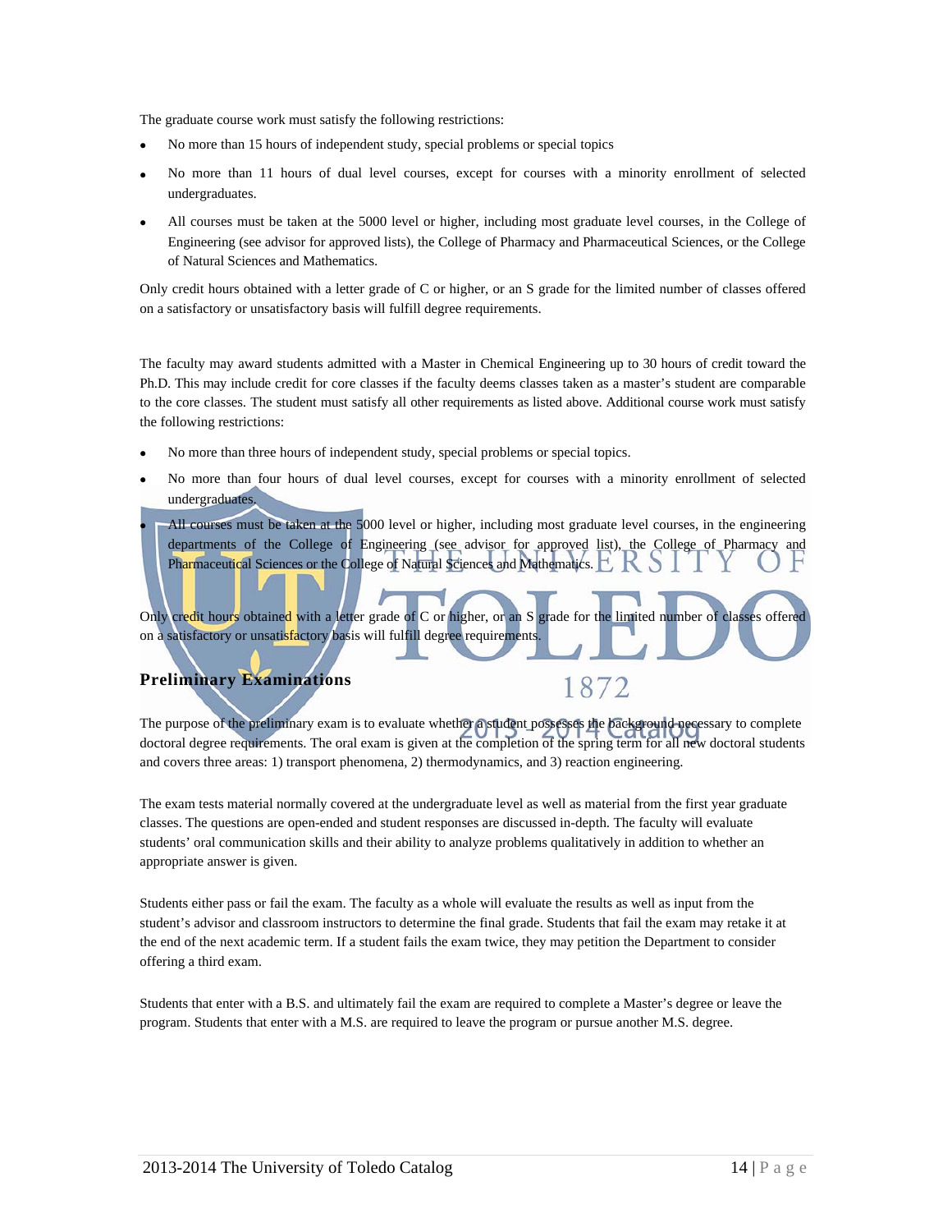The graduate course work must satisfy the following restrictions:

- No more than 15 hours of independent study, special problems or special topics
- No more than 11 hours of dual level courses, except for courses with a minority enrollment of selected undergraduates.
- All courses must be taken at the 5000 level or higher, including most graduate level courses, in the College of Engineering (see advisor for approved lists), the College of Pharmacy and Pharmaceutical Sciences, or the College of Natural Sciences and Mathematics.

Only credit hours obtained with a letter grade of C or higher, or an S grade for the limited number of classes offered on a satisfactory or unsatisfactory basis will fulfill degree requirements.

The faculty may award students admitted with a Master in Chemical Engineering up to 30 hours of credit toward the Ph.D. This may include credit for core classes if the faculty deems classes taken as a master's student are comparable to the core classes. The student must satisfy all other requirements as listed above. Additional course work must satisfy the following restrictions:

- No more than three hours of independent study, special problems or special topics.
- No more than four hours of dual level courses, except for courses with a minority enrollment of selected undergraduates.
- All courses must be taken at the 5000 level or higher, including most graduate level courses, in the engineering departments of the College of Engineering (see advisor for approved list), the College of Pharmacy and Pharmaceutical Sciences or the College of Natural Sciences and Mathematics.

Only credit hours obtained with a letter grade of C or higher, or an S grade for the limited number of classes offered on a satisfactory or unsatisfactory basis will fulfill degree requirements.

## Preliminary Examinations

The purpose of the preliminary exam is to evaluate whether a student possesses the background necessary to complete doctoral degree requirements. The oral exam is given at the completion of the spring term for all new doctoral students and covers three areas: 1) transport phenomena, 2) thermodynamics, and 3) reaction engineering.

The exam tests material normally covered at the undergraduate level as well as material from the first year graduate classes. The questions are open-ended and student responses are discussed in-depth. The faculty will evaluate students' oral communication skills and their ability to analyze problems qualitatively in addition to whether an appropriate answer is given.

Students either pass or fail the exam. The faculty as a whole will evaluate the results as well as input from the student's advisor and classroom instructors to determine the final grade. Students that fail the exam may retake it at the end of the next academic term. If a student fails the exam twice, they may petition the Department to consider offering a third exam.

Students that enter with a B.S. and ultimately fail the exam are required to complete a Master's degree or leave the program. Students that enter with a M.S. are required to leave the program or pursue another M.S. degree.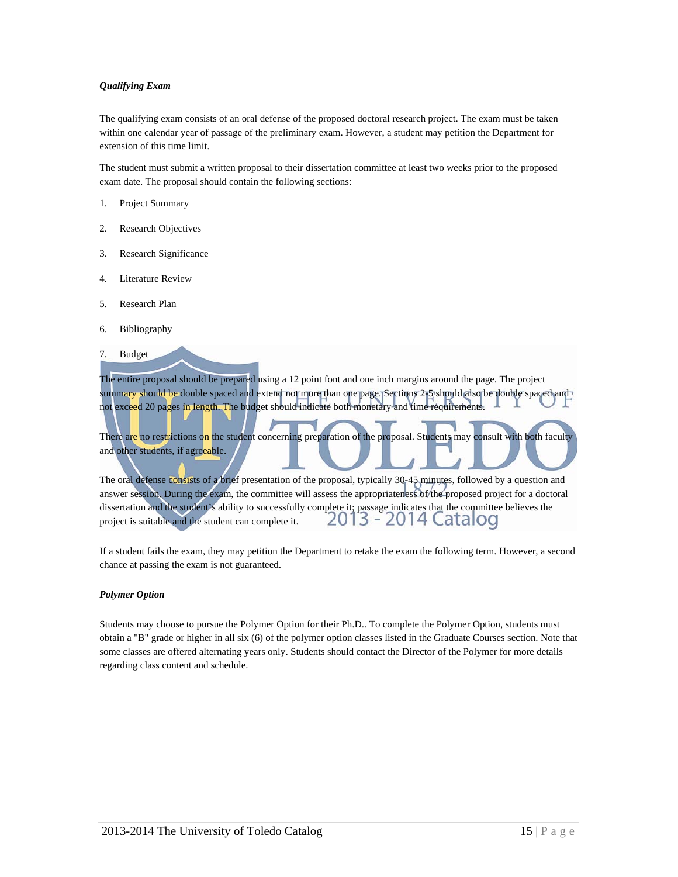***Qualifying Exam***

The qualifying exam consists of an oral defense of the proposed doctoral research project. The exam must be taken within one calendar year of passage of the preliminary exam. However, a student may petition the Department for extension of this time limit.

The student must submit a written proposal to their dissertation committee at least two weeks prior to the proposed exam date. The proposal should contain the following sections:

1. Project Summary
2. Research Objectives
3. Research Significance
4. Literature Review
5. Research Plan
6. Bibliography
7. Budget

The entire proposal should be prepared using a 12 point font and one inch margins around the page. The project summary should be double spaced and extend not more than one page. Sections 2-5 should also be double spaced and not exceed 20 pages in length. The budget should indicate both monetary and time requirements.

There are no restrictions on the student concerning preparation of the proposal. Students may consult with both faculty and other students, if agreeable.

The oral defense consists of a brief presentation of the proposal, typically 30-45 minutes, followed by a question and answer session. During the exam, the committee will assess the appropriateness of the proposed project for a doctoral dissertation and the student's ability to successfully complete it; passage indicates that the committee believes the project is suitable and the student can complete it.

If a student fails the exam, they may petition the Department to retake the exam the following term. However, a second chance at passing the exam is not guaranteed.

***Polymer Option***

Students may choose to pursue the Polymer Option for their Ph.D.. To complete the Polymer Option, students must obtain a "B" grade or higher in all six (6) of the polymer option classes listed in the Graduate Courses section. Note that some classes are offered alternating years only. Students should contact the Director of the Polymer for more details regarding class content and schedule.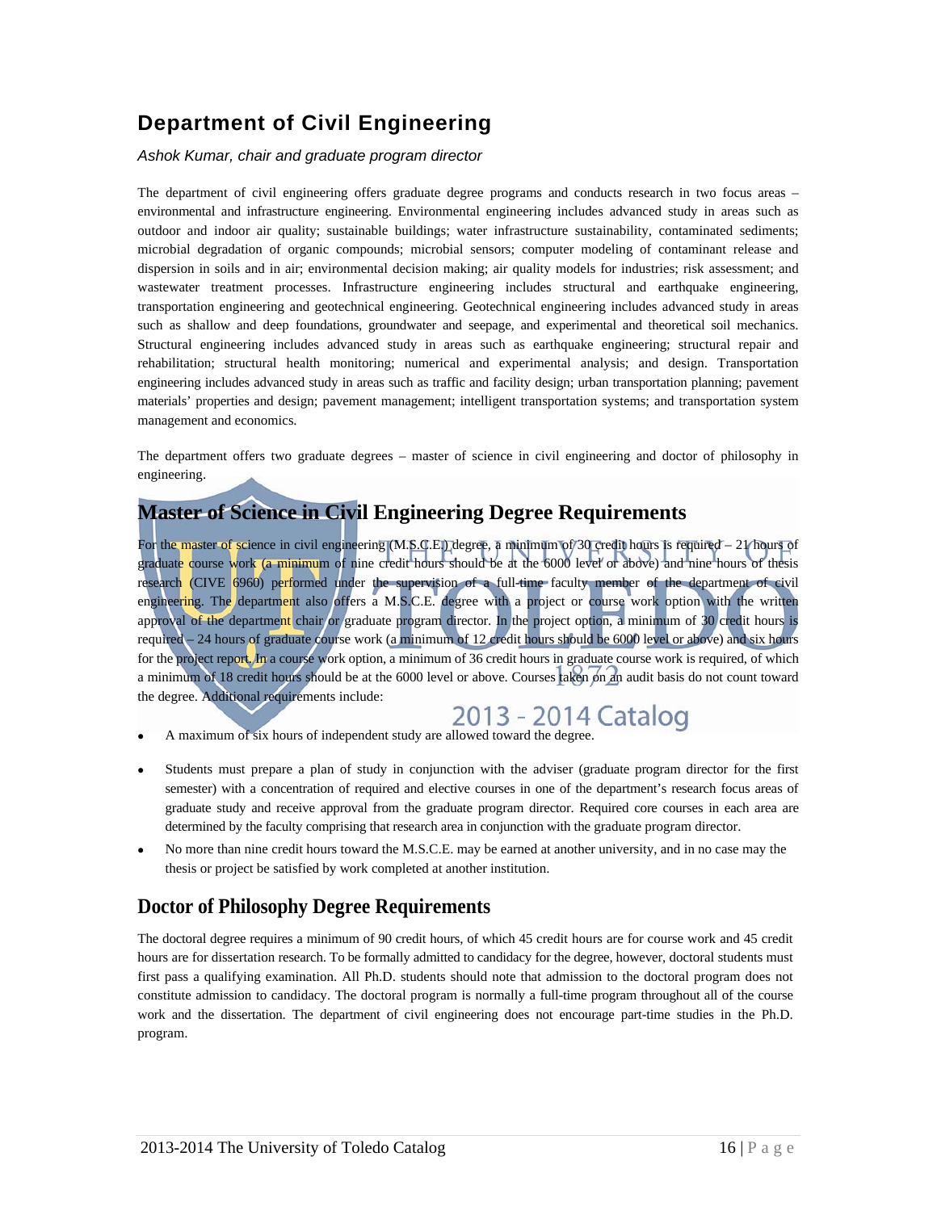## Department of Civil Engineering

*Ashok Kumar, chair and graduate program director*

The department of civil engineering offers graduate degree programs and conducts research in two focus areas – environmental and infrastructure engineering. Environmental engineering includes advanced study in areas such as outdoor and indoor air quality; sustainable buildings; water infrastructure sustainability, contaminated sediments; microbial degradation of organic compounds; microbial sensors; computer modeling of contaminant release and dispersion in soils and in air; environmental decision making; air quality models for industries; risk assessment; and wastewater treatment processes. Infrastructure engineering includes structural and earthquake engineering, transportation engineering and geotechnical engineering. Geotechnical engineering includes advanced study in areas such as shallow and deep foundations, groundwater and seepage, and experimental and theoretical soil mechanics. Structural engineering includes advanced study in areas such as earthquake engineering; structural repair and rehabilitation; structural health monitoring; numerical and experimental analysis; and design. Transportation engineering includes advanced study in areas such as traffic and facility design; urban transportation planning; pavement materials' properties and design; pavement management; intelligent transportation systems; and transportation system management and economics.

The department offers two graduate degrees – master of science in civil engineering and doctor of philosophy in engineering.

## Master of Science in Civil Engineering Degree Requirements

For the master of science in civil engineering (M.S.C.E.) degree, a minimum of 30 credit hours is required – 21 hours of graduate course work (a minimum of nine credit hours should be at the 6000 level or above) and nine hours of thesis research (CIVE 6960) performed under the supervision of a full-time faculty member of the department of civil engineering. The department also offers a M.S.C.E. degree with a project or course work option with the written approval of the department chair or graduate program director. In the project option, a minimum of 30 credit hours is required – 24 hours of graduate course work (a minimum of 12 credit hours should be 6000 level or above) and six hours for the project report. In a course work option, a minimum of 36 credit hours in graduate course work is required, of which a minimum of 18 credit hours should be at the 6000 level or above. Courses taken on an audit basis do not count toward the degree. Additional requirements include:

- A maximum of six hours of independent study are allowed toward the degree.
- Students must prepare a plan of study in conjunction with the adviser (graduate program director for the first semester) with a concentration of required and elective courses in one of the department's research focus areas of graduate study and receive approval from the graduate program director. Required core courses in each area are determined by the faculty comprising that research area in conjunction with the graduate program director.
- No more than nine credit hours toward the M.S.C.E. may be earned at another university, and in no case may the thesis or project be satisfied by work completed at another institution.

## Doctor of Philosophy Degree Requirements

The doctoral degree requires a minimum of 90 credit hours, of which 45 credit hours are for course work and 45 credit hours are for dissertation research. To be formally admitted to candidacy for the degree, however, doctoral students must first pass a qualifying examination. All Ph.D. students should note that admission to the doctoral program does not constitute admission to candidacy. The doctoral program is normally a full-time program throughout all of the course work and the dissertation. The department of civil engineering does not encourage part-time studies in the Ph.D. program.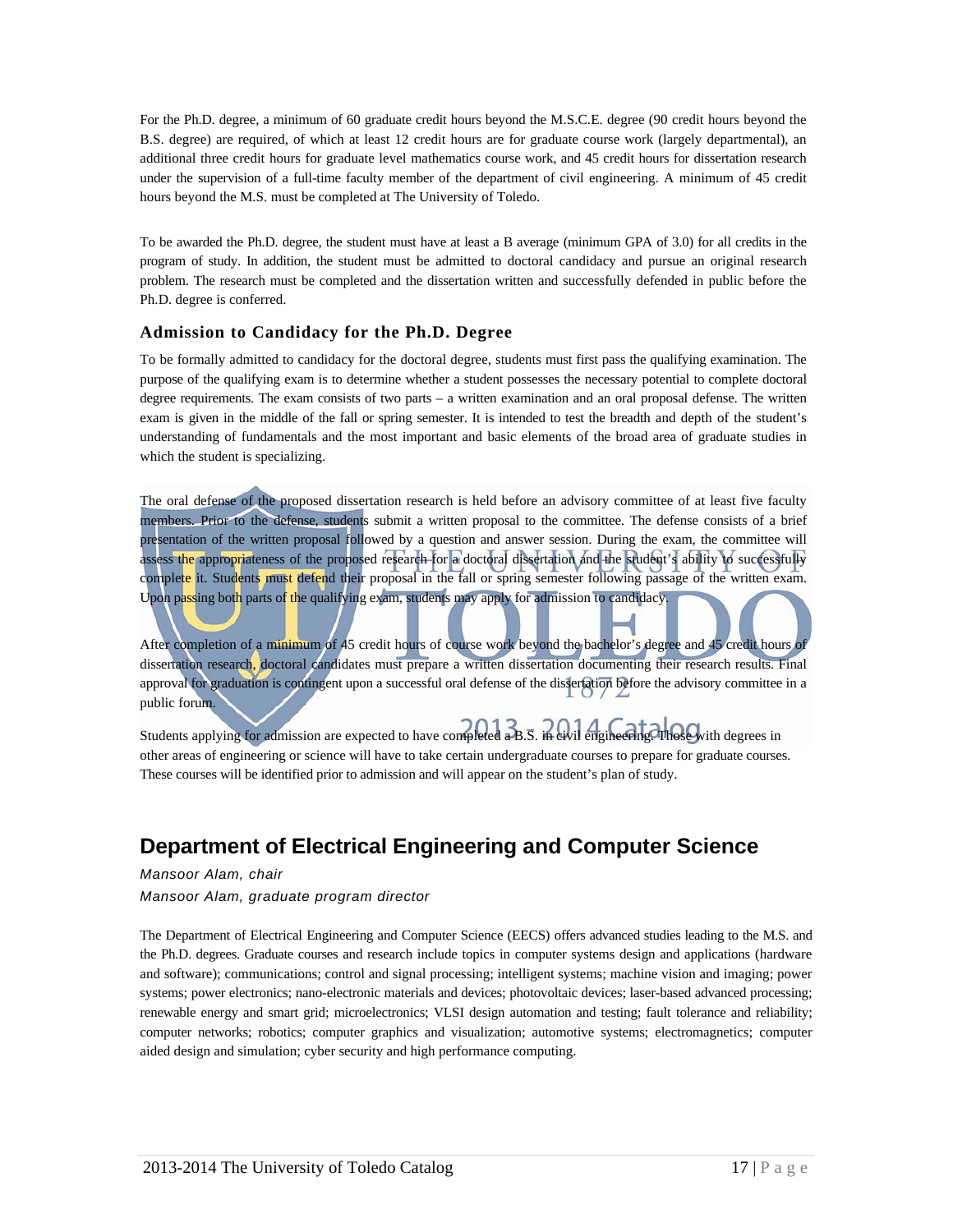For the Ph.D. degree, a minimum of 60 graduate credit hours beyond the M.S.C.E. degree (90 credit hours beyond the B.S. degree) are required, of which at least 12 credit hours are for graduate course work (largely departmental), an additional three credit hours for graduate level mathematics course work, and 45 credit hours for dissertation research under the supervision of a full-time faculty member of the department of civil engineering. A minimum of 45 credit hours beyond the M.S. must be completed at The University of Toledo.

To be awarded the Ph.D. degree, the student must have at least a B average (minimum GPA of 3.0) for all credits in the program of study. In addition, the student must be admitted to doctoral candidacy and pursue an original research problem. The research must be completed and the dissertation written and successfully defended in public before the Ph.D. degree is conferred.

### Admission to Candidacy for the Ph.D. Degree

To be formally admitted to candidacy for the doctoral degree, students must first pass the qualifying examination. The purpose of the qualifying exam is to determine whether a student possesses the necessary potential to complete doctoral degree requirements. The exam consists of two parts – a written examination and an oral proposal defense. The written exam is given in the middle of the fall or spring semester. It is intended to test the breadth and depth of the student's understanding of fundamentals and the most important and basic elements of the broad area of graduate studies in which the student is specializing.

The oral defense of the proposed dissertation research is held before an advisory committee of at least five faculty members. Prior to the defense, students submit a written proposal to the committee. The defense consists of a brief presentation of the written proposal followed by a question and answer session. During the exam, the committee will assess the appropriateness of the proposed research for a doctoral dissertation and the student's ability to successfully complete it. Students must defend their proposal in the fall or spring semester following passage of the written exam. Upon passing both parts of the qualifying exam, students may apply for admission to candidacy.

After completion of a minimum of 45 credit hours of course work beyond the bachelor's degree and 45 credit hours of dissertation research, doctoral candidates must prepare a written dissertation documenting their research results. Final approval for graduation is contingent upon a successful oral defense of the dissertation before the advisory committee in a public forum.

Students applying for admission are expected to have completed a B.S. in civil engineering. Those with degrees in other areas of engineering or science will have to take certain undergraduate courses to prepare for graduate courses. These courses will be identified prior to admission and will appear on the student's plan of study.

## Department of Electrical Engineering and Computer Science

*Mansoor Alam, chair*
*Mansoor Alam, graduate program director*

The Department of Electrical Engineering and Computer Science (EECS) offers advanced studies leading to the M.S. and the Ph.D. degrees. Graduate courses and research include topics in computer systems design and applications (hardware and software); communications; control and signal processing; intelligent systems; machine vision and imaging; power systems; power electronics; nano-electronic materials and devices; photovoltaic devices; laser-based advanced processing; renewable energy and smart grid; microelectronics; VLSI design automation and testing; fault tolerance and reliability; computer networks; robotics; computer graphics and visualization; automotive systems; electromagnetics; computer aided design and simulation; cyber security and high performance computing.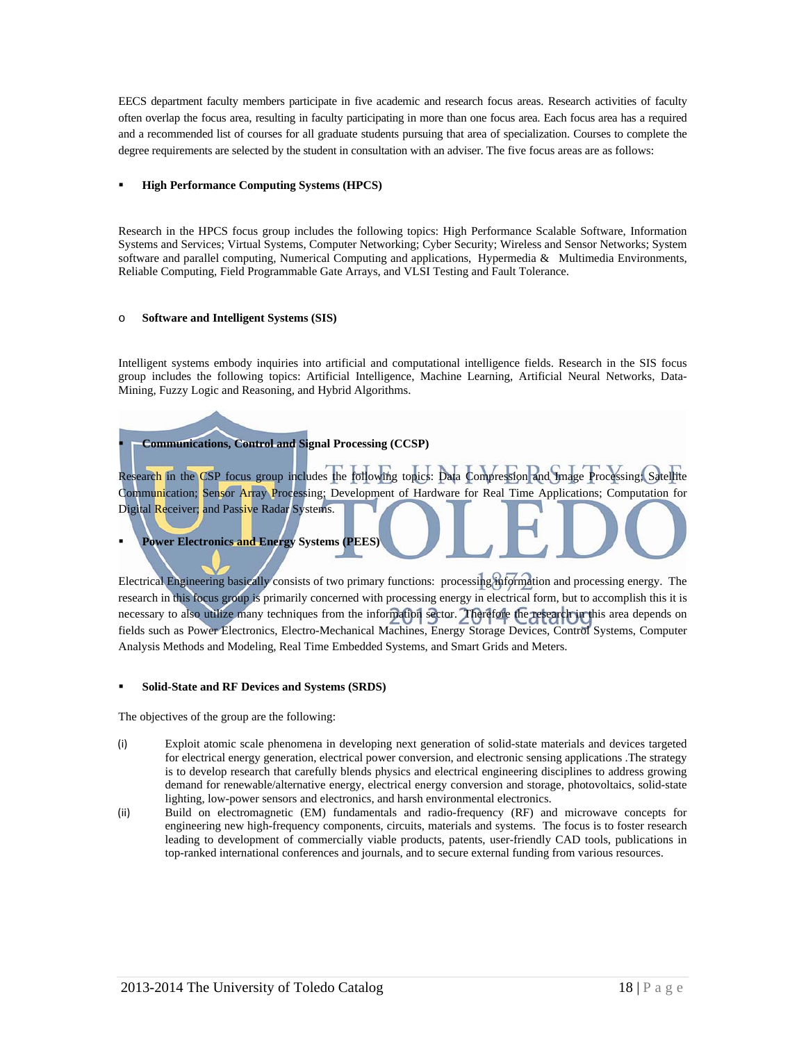EECS department faculty members participate in five academic and research focus areas. Research activities of faculty often overlap the focus area, resulting in faculty participating in more than one focus area. Each focus area has a required and a recommended list of courses for all graduate students pursuing that area of specialization. Courses to complete the degree requirements are selected by the student in consultation with an adviser. The five focus areas are as follows:

- **High Performance Computing Systems (HPCS)**

Research in the HPCS focus group includes the following topics: High Performance Scalable Software, Information Systems and Services; Virtual Systems, Computer Networking; Cyber Security; Wireless and Sensor Networks; System software and parallel computing, Numerical Computing and applications, Hypermedia & Multimedia Environments, Reliable Computing, Field Programmable Gate Arrays, and VLSI Testing and Fault Tolerance.

- **Software and Intelligent Systems (SIS)**

Intelligent systems embody inquiries into artificial and computational intelligence fields. Research in the SIS focus group includes the following topics: Artificial Intelligence, Machine Learning, Artificial Neural Networks, Data-Mining, Fuzzy Logic and Reasoning, and Hybrid Algorithms.

- **Communications, Control and Signal Processing (CCSP)**

Research in the CSP focus group includes the following topics: Data Compression and Image Processing; Satellite Communication; Sensor Array Processing; Development of Hardware for Real Time Applications; Computation for Digital Receiver; and Passive Radar Systems.

- **Power Electronics and Energy Systems (PEES)**

Electrical Engineering basically consists of two primary functions: processing information and processing energy. The research in this focus group is primarily concerned with processing energy in electrical form, but to accomplish this it is necessary to also utilize many techniques from the information sector. Therefore the research in this area depends on fields such as Power Electronics, Electro-Mechanical Machines, Energy Storage Devices, Control Systems, Computer Analysis Methods and Modeling, Real Time Embedded Systems, and Smart Grids and Meters.

- **Solid-State and RF Devices and Systems (SRDS)**

The objectives of the group are the following:

(i) Exploit atomic scale phenomena in developing next generation of solid-state materials and devices targeted for electrical energy generation, electrical power conversion, and electronic sensing applications .The strategy is to develop research that carefully blends physics and electrical engineering disciplines to address growing demand for renewable/alternative energy, electrical energy conversion and storage, photovoltaics, solid-state lighting, low-power sensors and electronics, and harsh environmental electronics.

(ii) Build on electromagnetic (EM) fundamentals and radio-frequency (RF) and microwave concepts for engineering new high-frequency components, circuits, materials and systems. The focus is to foster research leading to development of commercially viable products, patents, user-friendly CAD tools, publications in top-ranked international conferences and journals, and to secure external funding from various resources.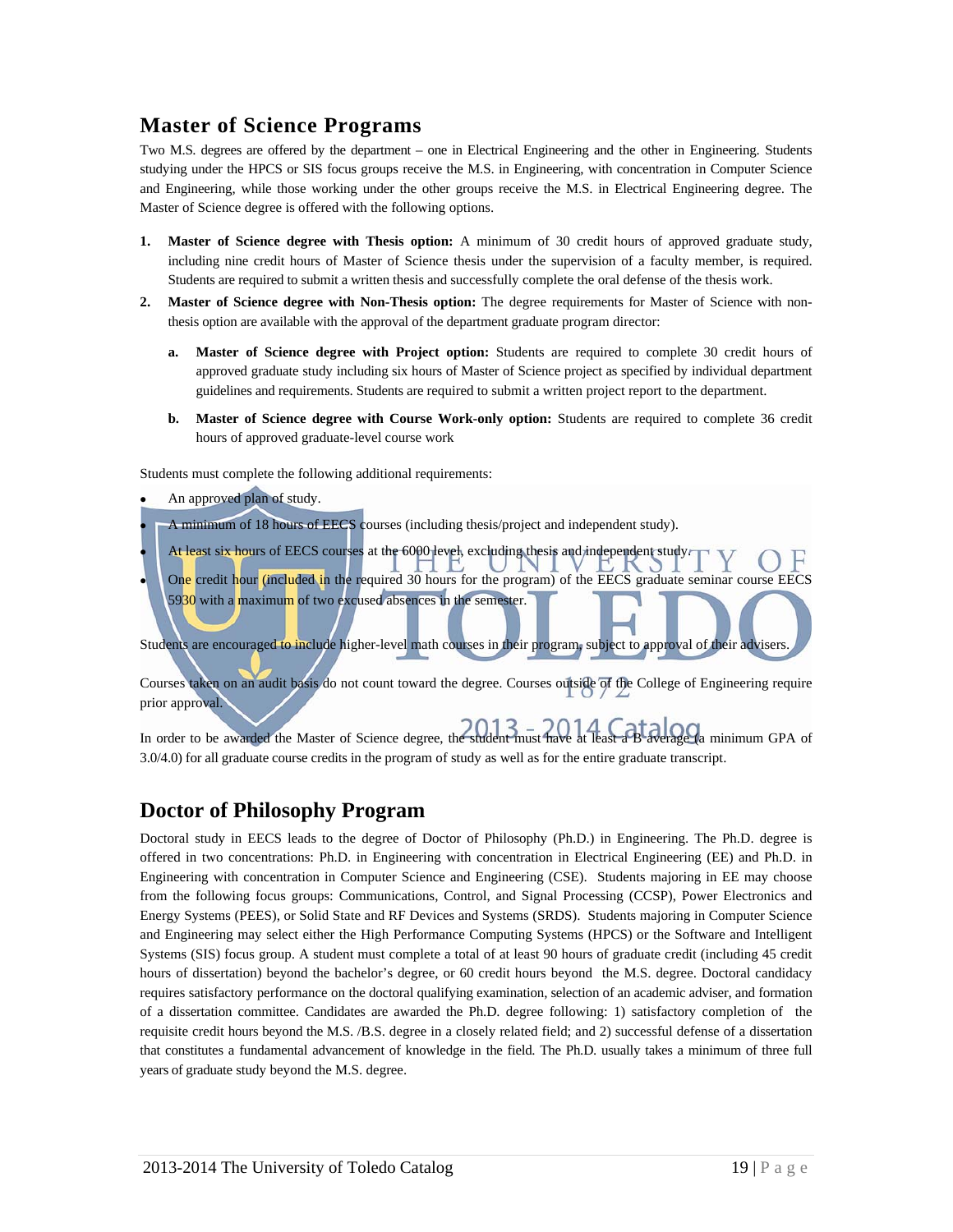## Master of Science Programs

Two M.S. degrees are offered by the department – one in Electrical Engineering and the other in Engineering. Students studying under the HPCS or SIS focus groups receive the M.S. in Engineering, with concentration in Computer Science and Engineering, while those working under the other groups receive the M.S. in Electrical Engineering degree. The Master of Science degree is offered with the following options.

1. **Master of Science degree with Thesis option:** A minimum of 30 credit hours of approved graduate study, including nine credit hours of Master of Science thesis under the supervision of a faculty member, is required. Students are required to submit a written thesis and successfully complete the oral defense of the thesis work.
2. **Master of Science degree with Non-Thesis option:** The degree requirements for Master of Science with non-thesis option are available with the approval of the department graduate program director:
   a. **Master of Science degree with Project option:** Students are required to complete 30 credit hours of approved graduate study including six hours of Master of Science project as specified by individual department guidelines and requirements. Students are required to submit a written project report to the department.
   b. **Master of Science degree with Course Work-only option:** Students are required to complete 36 credit hours of approved graduate-level course work

Students must complete the following additional requirements:

- An approved plan of study.
- A minimum of 18 hours of EECS courses (including thesis/project and independent study).
- At least six hours of EECS courses at the 6000 level, excluding thesis and independent study.
- One credit hour (included in the required 30 hours for the program) of the EECS graduate seminar course EECS 5930 with a maximum of two excused absences in the semester.

Students are encouraged to include higher-level math courses in their program, subject to approval of their advisers.

Courses taken on an audit basis do not count toward the degree. Courses outside of the College of Engineering require prior approval.

In order to be awarded the Master of Science degree, the student must have at least a B average (a minimum GPA of 3.0/4.0) for all graduate course credits in the program of study as well as for the entire graduate transcript.

## Doctor of Philosophy Program

Doctoral study in EECS leads to the degree of Doctor of Philosophy (Ph.D.) in Engineering. The Ph.D. degree is offered in two concentrations: Ph.D. in Engineering with concentration in Electrical Engineering (EE) and Ph.D. in Engineering with concentration in Computer Science and Engineering (CSE). Students majoring in EE may choose from the following focus groups: Communications, Control, and Signal Processing (CCSP), Power Electronics and Energy Systems (PEES), or Solid State and RF Devices and Systems (SRDS). Students majoring in Computer Science and Engineering may select either the High Performance Computing Systems (HPCS) or the Software and Intelligent Systems (SIS) focus group. A student must complete a total of at least 90 hours of graduate credit (including 45 credit hours of dissertation) beyond the bachelor's degree, or 60 credit hours beyond the M.S. degree. Doctoral candidacy requires satisfactory performance on the doctoral qualifying examination, selection of an academic adviser, and formation of a dissertation committee. Candidates are awarded the Ph.D. degree following: 1) satisfactory completion of the requisite credit hours beyond the M.S. /B.S. degree in a closely related field; and 2) successful defense of a dissertation that constitutes a fundamental advancement of knowledge in the field. The Ph.D. usually takes a minimum of three full years of graduate study beyond the M.S. degree.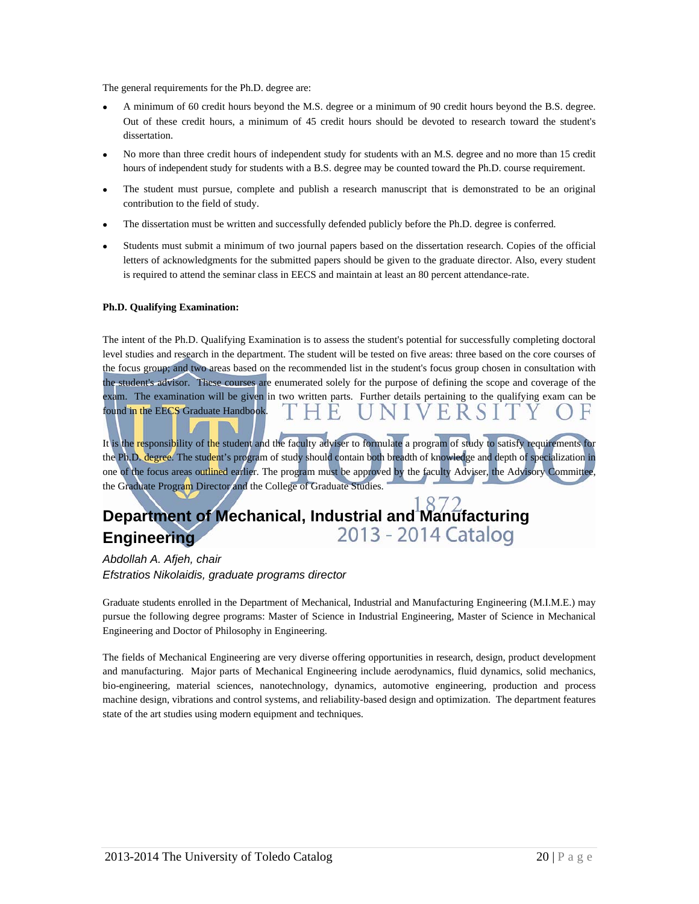The general requirements for the Ph.D. degree are:

- A minimum of 60 credit hours beyond the M.S. degree or a minimum of 90 credit hours beyond the B.S. degree. Out of these credit hours, a minimum of 45 credit hours should be devoted to research toward the student's dissertation.
- No more than three credit hours of independent study for students with an M.S. degree and no more than 15 credit hours of independent study for students with a B.S. degree may be counted toward the Ph.D. course requirement.
- The student must pursue, complete and publish a research manuscript that is demonstrated to be an original contribution to the field of study.
- The dissertation must be written and successfully defended publicly before the Ph.D. degree is conferred.
- Students must submit a minimum of two journal papers based on the dissertation research. Copies of the official letters of acknowledgments for the submitted papers should be given to the graduate director. Also, every student is required to attend the seminar class in EECS and maintain at least an 80 percent attendance-rate.

**Ph.D. Qualifying Examination:**

The intent of the Ph.D. Qualifying Examination is to assess the student's potential for successfully completing doctoral level studies and research in the department. The student will be tested on five areas: three based on the core courses of the focus group; and two areas based on the recommended list in the student's focus group chosen in consultation with the student's advisor. These courses are enumerated solely for the purpose of defining the scope and coverage of the exam. The examination will be given in two written parts. Further details pertaining to the qualifying exam can be found in the EECS Graduate Handbook.

It is the responsibility of the student and the faculty adviser to formulate a program of study to satisfy requirements for the Ph.D. degree. The student's program of study should contain both breadth of knowledge and depth of specialization in one of the focus areas outlined earlier. The program must be approved by the faculty Adviser, the Advisory Committee, the Graduate Program Director and the College of Graduate Studies.

## Department of Mechanical, Industrial and Manufacturing Engineering

*Abdollah A. Afjeh, chair*
*Efstratios Nikolaidis, graduate programs director*

Graduate students enrolled in the Department of Mechanical, Industrial and Manufacturing Engineering (M.I.M.E.) may pursue the following degree programs: Master of Science in Industrial Engineering, Master of Science in Mechanical Engineering and Doctor of Philosophy in Engineering.

The fields of Mechanical Engineering are very diverse offering opportunities in research, design, product development and manufacturing. Major parts of Mechanical Engineering include aerodynamics, fluid dynamics, solid mechanics, bio-engineering, material sciences, nanotechnology, dynamics, automotive engineering, production and process machine design, vibrations and control systems, and reliability-based design and optimization. The department features state of the art studies using modern equipment and techniques.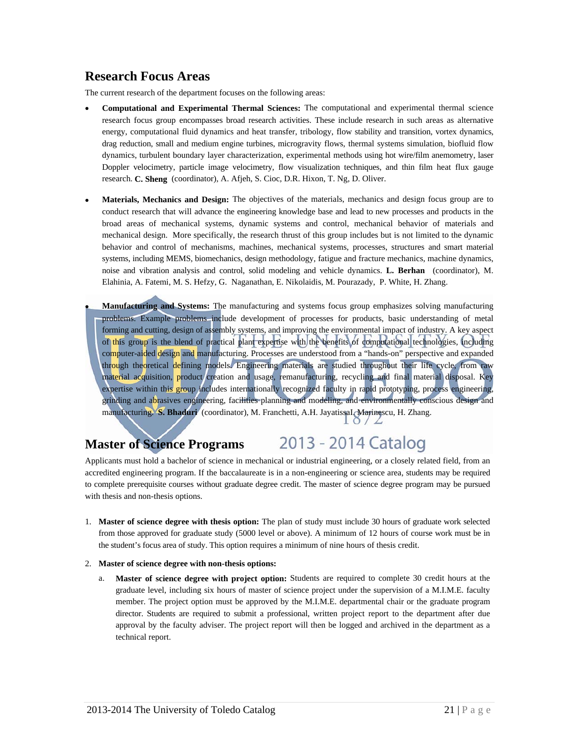## Research Focus Areas

The current research of the department focuses on the following areas:

- **Computational and Experimental Thermal Sciences:** The computational and experimental thermal science research focus group encompasses broad research activities. These include research in such areas as alternative energy, computational fluid dynamics and heat transfer, tribology, flow stability and transition, vortex dynamics, drag reduction, small and medium engine turbines, microgravity flows, thermal systems simulation, biofluid flow dynamics, turbulent boundary layer characterization, experimental methods using hot wire/film anemometry, laser Doppler velocimetry, particle image velocimetry, flow visualization techniques, and thin film heat flux gauge research. **C. Sheng** (coordinator), A. Afjeh, S. Cioc, D.R. Hixon, T. Ng, D. Oliver.

- **Materials, Mechanics and Design:** The objectives of the materials, mechanics and design focus group are to conduct research that will advance the engineering knowledge base and lead to new processes and products in the broad areas of mechanical systems, dynamic systems and control, mechanical behavior of materials and mechanical design. More specifically, the research thrust of this group includes but is not limited to the dynamic behavior and control of mechanisms, machines, mechanical systems, processes, structures and smart material systems, including MEMS, biomechanics, design methodology, fatigue and fracture mechanics, machine dynamics, noise and vibration analysis and control, solid modeling and vehicle dynamics. **L. Berhan** (coordinator), M. Elahinia, A. Fatemi, M. S. Hefzy, G. Naganathan, E. Nikolaidis, M. Pourazady, P. White, H. Zhang.

- **Manufacturing and Systems:** The manufacturing and systems focus group emphasizes solving manufacturing problems. Example problems include development of processes for products, basic understanding of metal forming and cutting, design of assembly systems, and improving the environmental impact of industry. A key aspect of this group is the blend of practical plant expertise with the benefits of computational technologies, including computer-aided design and manufacturing. Processes are understood from a "hands-on" perspective and expanded through theoretical defining models. Engineering materials are studied throughout their life cycle, from raw material acquisition, product creation and usage, remanufacturing, recycling and final material disposal. Key expertise within this group includes internationally recognized faculty in rapid prototyping, process engineering, grinding and abrasives engineering, facilities planning and modeling, and environmentally conscious design and manufacturing. **S. Bhaduri** (coordinator), M. Franchetti, A.H. Jayatissal, Marinescu, H. Zhang.

## Master of Science Programs

Applicants must hold a bachelor of science in mechanical or industrial engineering, or a closely related field, from an accredited engineering program. If the baccalaureate is in a non-engineering or science area, students may be required to complete prerequisite courses without graduate degree credit. The master of science degree program may be pursued with thesis and non-thesis options.

1. **Master of science degree with thesis option:** The plan of study must include 30 hours of graduate work selected from those approved for graduate study (5000 level or above). A minimum of 12 hours of course work must be in the student's focus area of study. This option requires a minimum of nine hours of thesis credit.

2. **Master of science degree with non-thesis options:**

   a. **Master of science degree with project option:** Students are required to complete 30 credit hours at the graduate level, including six hours of master of science project under the supervision of a M.I.M.E. faculty member. The project option must be approved by the M.I.M.E. departmental chair or the graduate program director. Students are required to submit a professional, written project report to the department after due approval by the faculty adviser. The project report will then be logged and archived in the department as a technical report.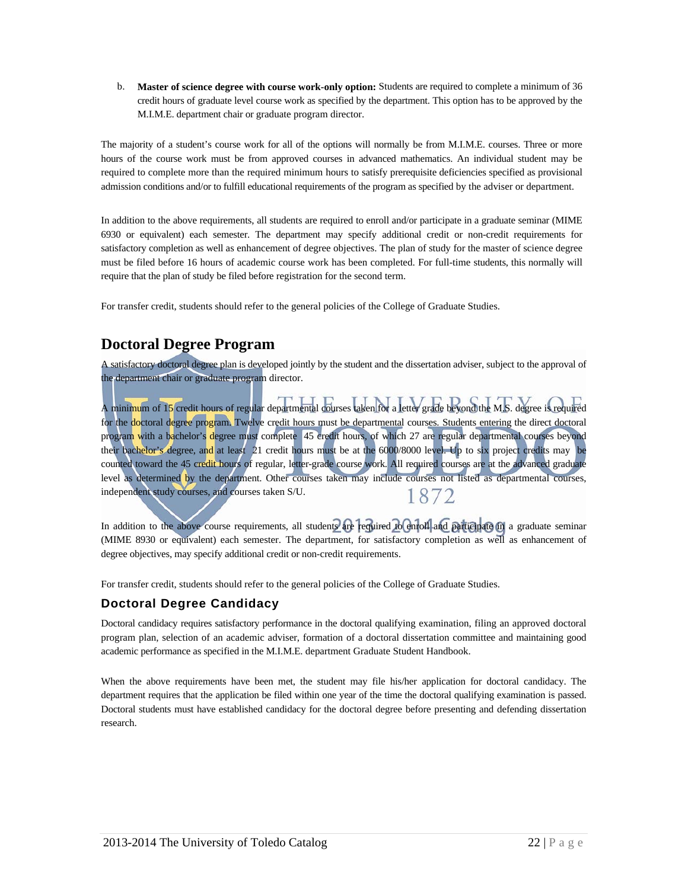b. **Master of science degree with course work-only option:** Students are required to complete a minimum of 36 credit hours of graduate level course work as specified by the department. This option has to be approved by the M.I.M.E. department chair or graduate program director.

The majority of a student's course work for all of the options will normally be from M.I.M.E. courses. Three or more hours of the course work must be from approved courses in advanced mathematics. An individual student may be required to complete more than the required minimum hours to satisfy prerequisite deficiencies specified as provisional admission conditions and/or to fulfill educational requirements of the program as specified by the adviser or department.

In addition to the above requirements, all students are required to enroll and/or participate in a graduate seminar (MIME 6930 or equivalent) each semester. The department may specify additional credit or non-credit requirements for satisfactory completion as well as enhancement of degree objectives. The plan of study for the master of science degree must be filed before 16 hours of academic course work has been completed. For full-time students, this normally will require that the plan of study be filed before registration for the second term.

For transfer credit, students should refer to the general policies of the College of Graduate Studies.

## Doctoral Degree Program

A satisfactory doctoral degree plan is developed jointly by the student and the dissertation adviser, subject to the approval of the department chair or graduate program director.

A minimum of 15 credit hours of regular departmental courses taken for a letter grade beyond the M.S. degree is required for the doctoral degree program. Twelve credit hours must be departmental courses. Students entering the direct doctoral program with a bachelor's degree must complete 45 credit hours, of which 27 are regular departmental courses beyond their bachelor's degree, and at least 21 credit hours must be at the 6000/8000 level. Up to six project credits may be counted toward the 45 credit hours of regular, letter-grade course work. All required courses are at the advanced graduate level as determined by the department. Other courses taken may include courses not listed as departmental courses, independent study courses, and courses taken S/U.

In addition to the above course requirements, all students are required to enroll and participate in a graduate seminar (MIME 8930 or equivalent) each semester. The department, for satisfactory completion as well as enhancement of degree objectives, may specify additional credit or non-credit requirements.

For transfer credit, students should refer to the general policies of the College of Graduate Studies.

### Doctoral Degree Candidacy

Doctoral candidacy requires satisfactory performance in the doctoral qualifying examination, filing an approved doctoral program plan, selection of an academic adviser, formation of a doctoral dissertation committee and maintaining good academic performance as specified in the M.I.M.E. department Graduate Student Handbook.

When the above requirements have been met, the student may file his/her application for doctoral candidacy. The department requires that the application be filed within one year of the time the doctoral qualifying examination is passed. Doctoral students must have established candidacy for the doctoral degree before presenting and defending dissertation research.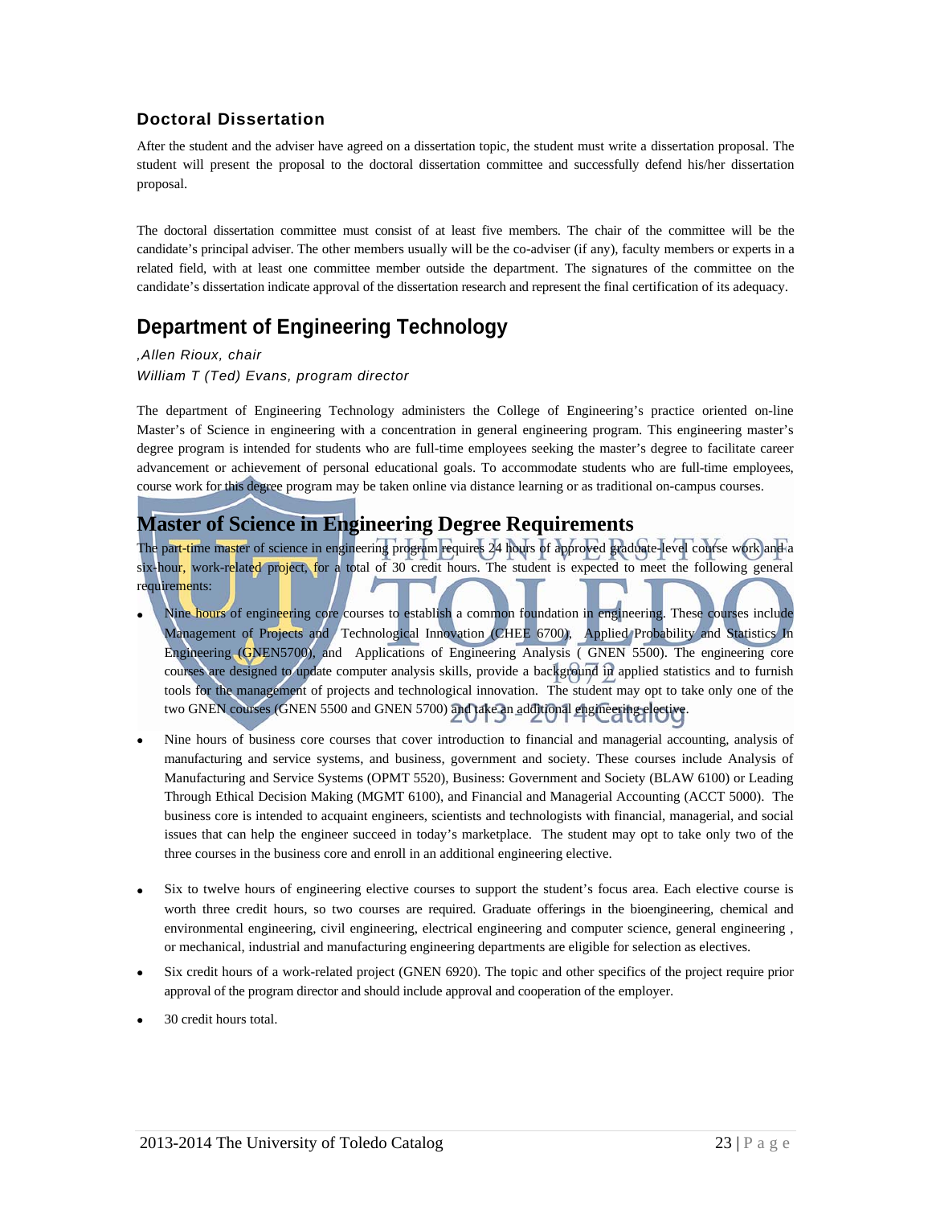### Doctoral Dissertation

After the student and the adviser have agreed on a dissertation topic, the student must write a dissertation proposal. The student will present the proposal to the doctoral dissertation committee and successfully defend his/her dissertation proposal.

The doctoral dissertation committee must consist of at least five members. The chair of the committee will be the candidate's principal adviser. The other members usually will be the co-adviser (if any), faculty members or experts in a related field, with at least one committee member outside the department. The signatures of the committee on the candidate's dissertation indicate approval of the dissertation research and represent the final certification of its adequacy.

## Department of Engineering Technology

*,Allen Rioux, chair*
*William T (Ted) Evans, program director*

The department of Engineering Technology administers the College of Engineering's practice oriented on-line Master's of Science in engineering with a concentration in general engineering program. This engineering master's degree program is intended for students who are full-time employees seeking the master's degree to facilitate career advancement or achievement of personal educational goals. To accommodate students who are full-time employees, course work for this degree program may be taken online via distance learning or as traditional on-campus courses.

## Master of Science in Engineering Degree Requirements

The part-time master of science in engineering program requires 24 hours of approved graduate-level course work and a six-hour, work-related project, for a total of 30 credit hours. The student is expected to meet the following general requirements:

- Nine hours of engineering core courses to establish a common foundation in engineering. These courses include Management of Projects and Technological Innovation (CHEE 6700), Applied Probability and Statistics In Engineering (GNEN5700), and Applications of Engineering Analysis ( GNEN 5500). The engineering core courses are designed to update computer analysis skills, provide a background in applied statistics and to furnish tools for the management of projects and technological innovation. The student may opt to take only one of the two GNEN courses (GNEN 5500 and GNEN 5700) and take an additional engineering elective.

- Nine hours of business core courses that cover introduction to financial and managerial accounting, analysis of manufacturing and service systems, and business, government and society. These courses include Analysis of Manufacturing and Service Systems (OPMT 5520), Business: Government and Society (BLAW 6100) or Leading Through Ethical Decision Making (MGMT 6100), and Financial and Managerial Accounting (ACCT 5000). The business core is intended to acquaint engineers, scientists and technologists with financial, managerial, and social issues that can help the engineer succeed in today's marketplace. The student may opt to take only two of the three courses in the business core and enroll in an additional engineering elective.

- Six to twelve hours of engineering elective courses to support the student's focus area. Each elective course is worth three credit hours, so two courses are required. Graduate offerings in the bioengineering, chemical and environmental engineering, civil engineering, electrical engineering and computer science, general engineering , or mechanical, industrial and manufacturing engineering departments are eligible for selection as electives.

- Six credit hours of a work-related project (GNEN 6920). The topic and other specifics of the project require prior approval of the program director and should include approval and cooperation of the employer.

- 30 credit hours total.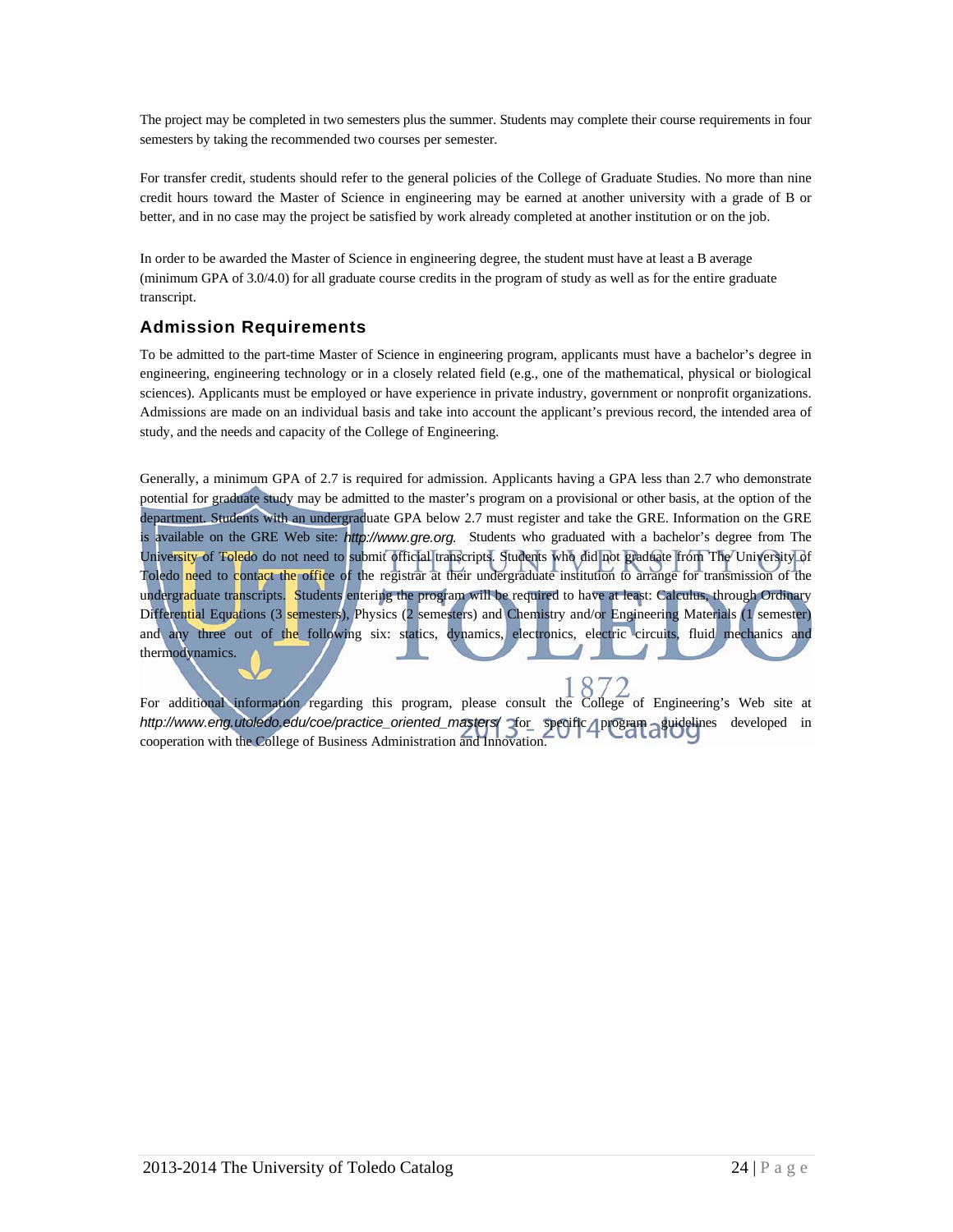The project may be completed in two semesters plus the summer. Students may complete their course requirements in four semesters by taking the recommended two courses per semester.

For transfer credit, students should refer to the general policies of the College of Graduate Studies. No more than nine credit hours toward the Master of Science in engineering may be earned at another university with a grade of B or better, and in no case may the project be satisfied by work already completed at another institution or on the job.

In order to be awarded the Master of Science in engineering degree, the student must have at least a B average (minimum GPA of 3.0/4.0) for all graduate course credits in the program of study as well as for the entire graduate transcript.

### Admission Requirements

To be admitted to the part-time Master of Science in engineering program, applicants must have a bachelor's degree in engineering, engineering technology or in a closely related field (e.g., one of the mathematical, physical or biological sciences). Applicants must be employed or have experience in private industry, government or nonprofit organizations. Admissions are made on an individual basis and take into account the applicant's previous record, the intended area of study, and the needs and capacity of the College of Engineering.

Generally, a minimum GPA of 2.7 is required for admission. Applicants having a GPA less than 2.7 who demonstrate potential for graduate study may be admitted to the master's program on a provisional or other basis, at the option of the department. Students with an undergraduate GPA below 2.7 must register and take the GRE. Information on the GRE is available on the GRE Web site: *http://www.gre.org*. Students who graduated with a bachelor's degree from The University of Toledo do not need to submit official transcripts. Students who did not graduate from The University of Toledo need to contact the office of the registrar at their undergraduate institution to arrange for transmission of the undergraduate transcripts. Students entering the program will be required to have at least: Calculus, through Ordinary Differential Equations (3 semesters), Physics (2 semesters) and Chemistry and/or Engineering Materials (1 semester) and any three out of the following six: statics, dynamics, electronics, electric circuits, fluid mechanics and thermodynamics.

For additional information regarding this program, please consult the College of Engineering's Web site at *http://www.eng.utoledo.edu/coe/practice_oriented_masters/* for specific program guidelines developed in cooperation with the College of Business Administration and Innovation.